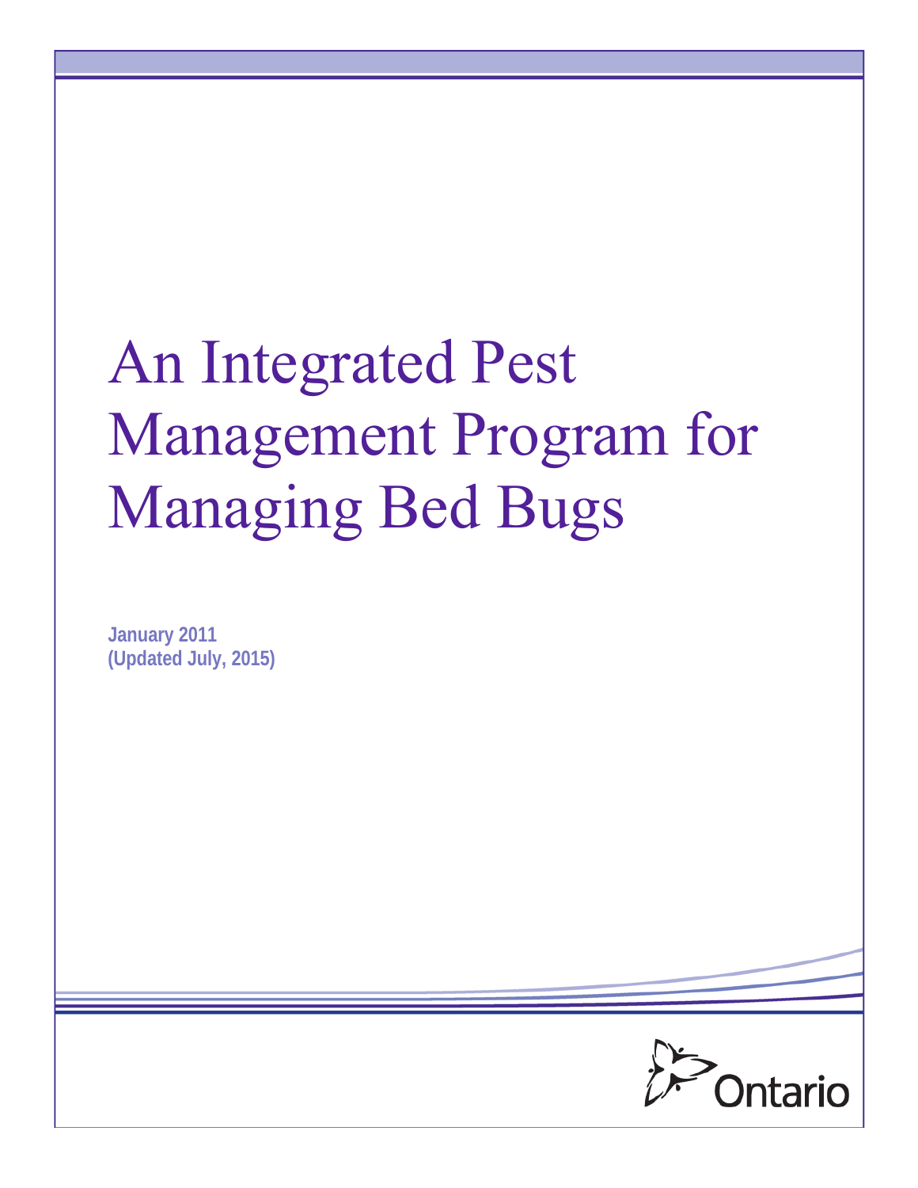# An Integrated Pest Management Program for Managing Bed Bugs

**January 2011**
**(Updated July, 2015)**

Ontario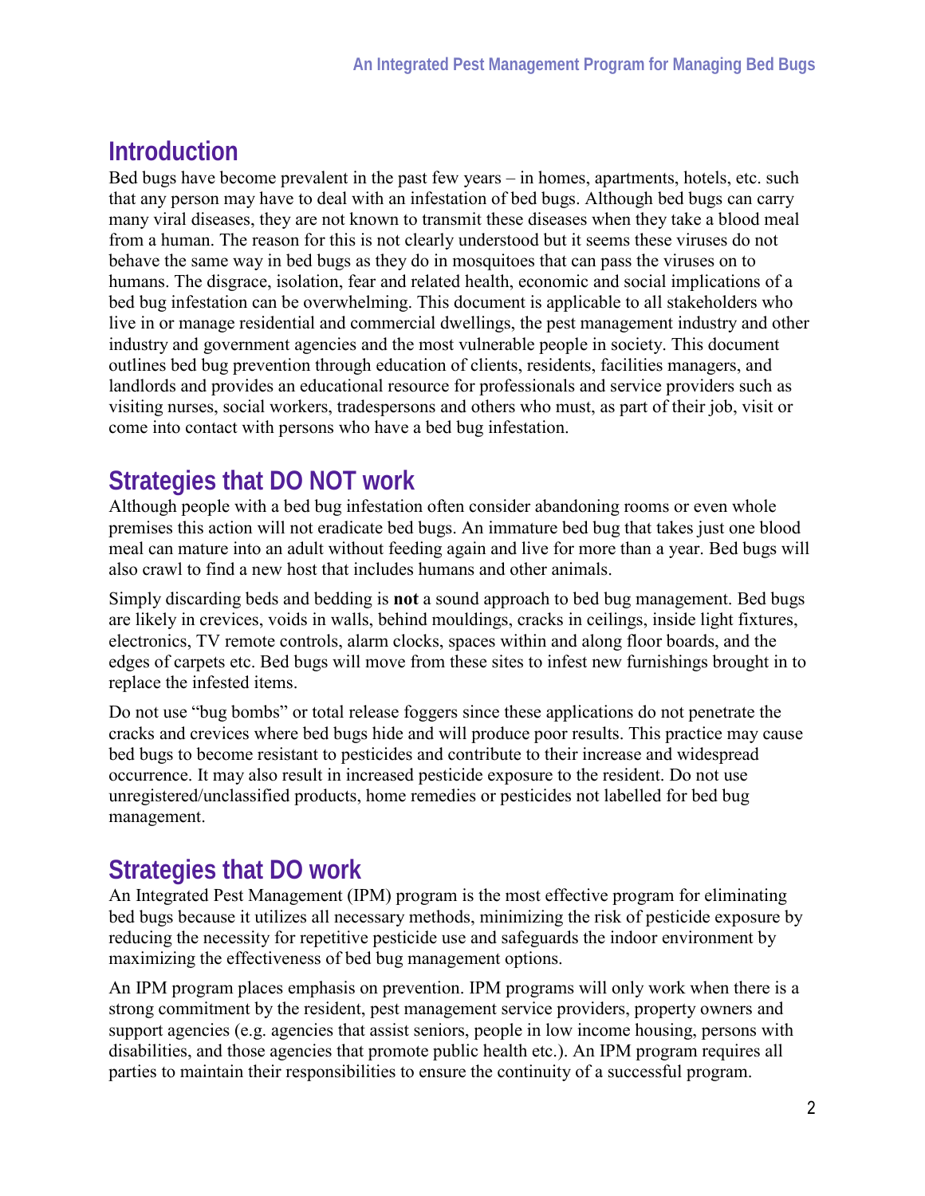## Introduction

Bed bugs have become prevalent in the past few years – in homes, apartments, hotels, etc. such that any person may have to deal with an infestation of bed bugs. Although bed bugs can carry many viral diseases, they are not known to transmit these diseases when they take a blood meal from a human. The reason for this is not clearly understood but it seems these viruses do not behave the same way in bed bugs as they do in mosquitoes that can pass the viruses on to humans. The disgrace, isolation, fear and related health, economic and social implications of a bed bug infestation can be overwhelming. This document is applicable to all stakeholders who live in or manage residential and commercial dwellings, the pest management industry and other industry and government agencies and the most vulnerable people in society. This document outlines bed bug prevention through education of clients, residents, facilities managers, and landlords and provides an educational resource for professionals and service providers such as visiting nurses, social workers, tradespersons and others who must, as part of their job, visit or come into contact with persons who have a bed bug infestation.

## Strategies that DO NOT work

Although people with a bed bug infestation often consider abandoning rooms or even whole premises this action will not eradicate bed bugs. An immature bed bug that takes just one blood meal can mature into an adult without feeding again and live for more than a year. Bed bugs will also crawl to find a new host that includes humans and other animals.

Simply discarding beds and bedding is **not** a sound approach to bed bug management. Bed bugs are likely in crevices, voids in walls, behind mouldings, cracks in ceilings, inside light fixtures, electronics, TV remote controls, alarm clocks, spaces within and along floor boards, and the edges of carpets etc. Bed bugs will move from these sites to infest new furnishings brought in to replace the infested items.

Do not use "bug bombs" or total release foggers since these applications do not penetrate the cracks and crevices where bed bugs hide and will produce poor results. This practice may cause bed bugs to become resistant to pesticides and contribute to their increase and widespread occurrence. It may also result in increased pesticide exposure to the resident. Do not use unregistered/unclassified products, home remedies or pesticides not labelled for bed bug management.

## Strategies that DO work

An Integrated Pest Management (IPM) program is the most effective program for eliminating bed bugs because it utilizes all necessary methods, minimizing the risk of pesticide exposure by reducing the necessity for repetitive pesticide use and safeguards the indoor environment by maximizing the effectiveness of bed bug management options.

An IPM program places emphasis on prevention. IPM programs will only work when there is a strong commitment by the resident, pest management service providers, property owners and support agencies (e.g. agencies that assist seniors, people in low income housing, persons with disabilities, and those agencies that promote public health etc.). An IPM program requires all parties to maintain their responsibilities to ensure the continuity of a successful program.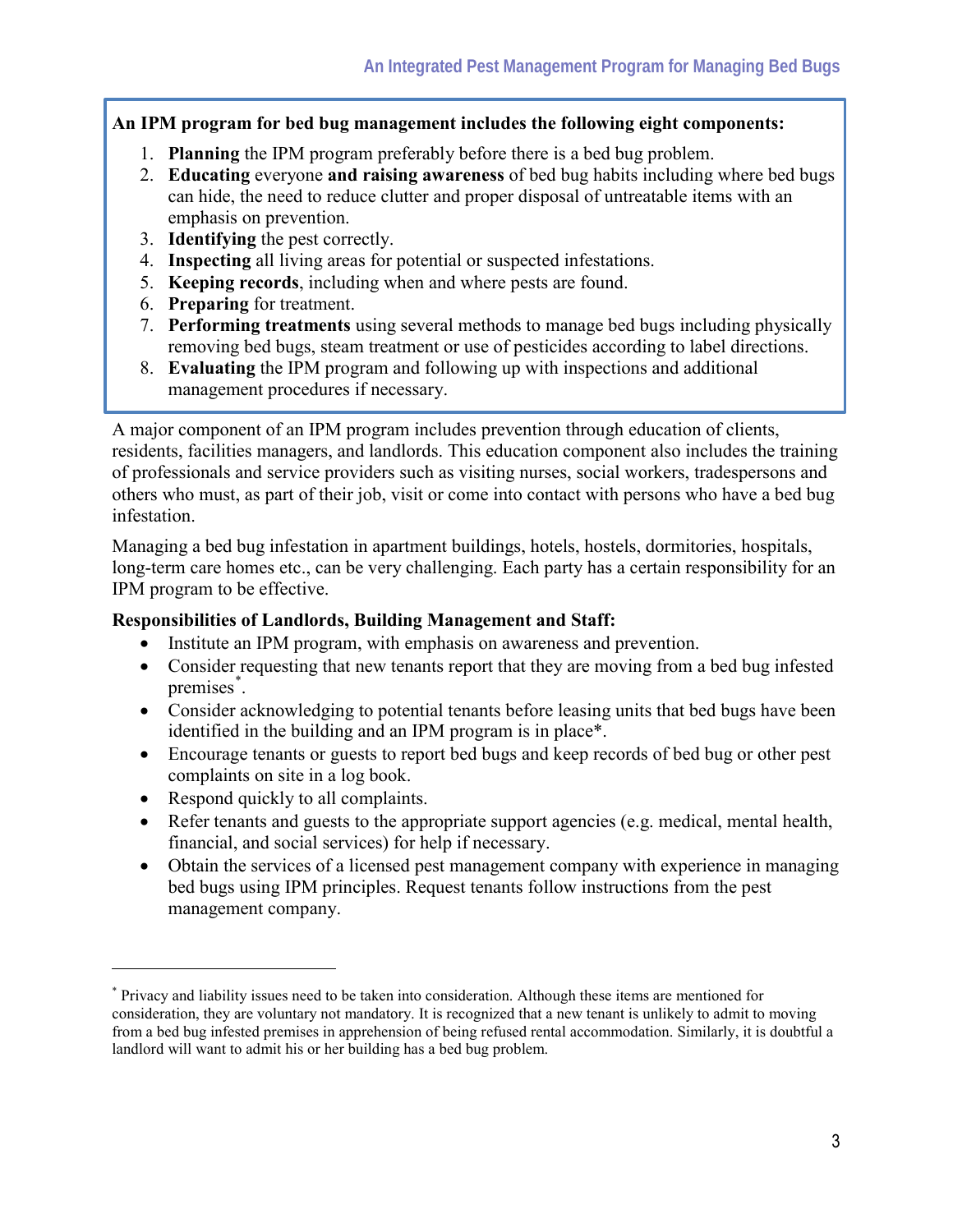**An IPM program for bed bug management includes the following eight components:**

1. **Planning** the IPM program preferably before there is a bed bug problem.
2. **Educating** everyone **and raising awareness** of bed bug habits including where bed bugs can hide, the need to reduce clutter and proper disposal of untreatable items with an emphasis on prevention.
3. **Identifying** the pest correctly.
4. **Inspecting** all living areas for potential or suspected infestations.
5. **Keeping records**, including when and where pests are found.
6. **Preparing** for treatment.
7. **Performing treatments** using several methods to manage bed bugs including physically removing bed bugs, steam treatment or use of pesticides according to label directions.
8. **Evaluating** the IPM program and following up with inspections and additional management procedures if necessary.

A major component of an IPM program includes prevention through education of clients, residents, facilities managers, and landlords. This education component also includes the training of professionals and service providers such as visiting nurses, social workers, tradespersons and others who must, as part of their job, visit or come into contact with persons who have a bed bug infestation.

Managing a bed bug infestation in apartment buildings, hotels, hostels, dormitories, hospitals, long-term care homes etc., can be very challenging. Each party has a certain responsibility for an IPM program to be effective.

**Responsibilities of Landlords, Building Management and Staff:**

- Institute an IPM program, with emphasis on awareness and prevention.
- Consider requesting that new tenants report that they are moving from a bed bug infested premises[*].
- Consider acknowledging to potential tenants before leasing units that bed bugs have been identified in the building and an IPM program is in place*.
- Encourage tenants or guests to report bed bugs and keep records of bed bug or other pest complaints on site in a log book.
- Respond quickly to all complaints.
- Refer tenants and guests to the appropriate support agencies (e.g. medical, mental health, financial, and social services) for help if necessary.
- Obtain the services of a licensed pest management company with experience in managing bed bugs using IPM principles. Request tenants follow instructions from the pest management company.

---

[*] Privacy and liability issues need to be taken into consideration. Although these items are mentioned for consideration, they are voluntary not mandatory. It is recognized that a new tenant is unlikely to admit to moving from a bed bug infested premises in apprehension of being refused rental accommodation. Similarly, it is doubtful a landlord will want to admit his or her building has a bed bug problem.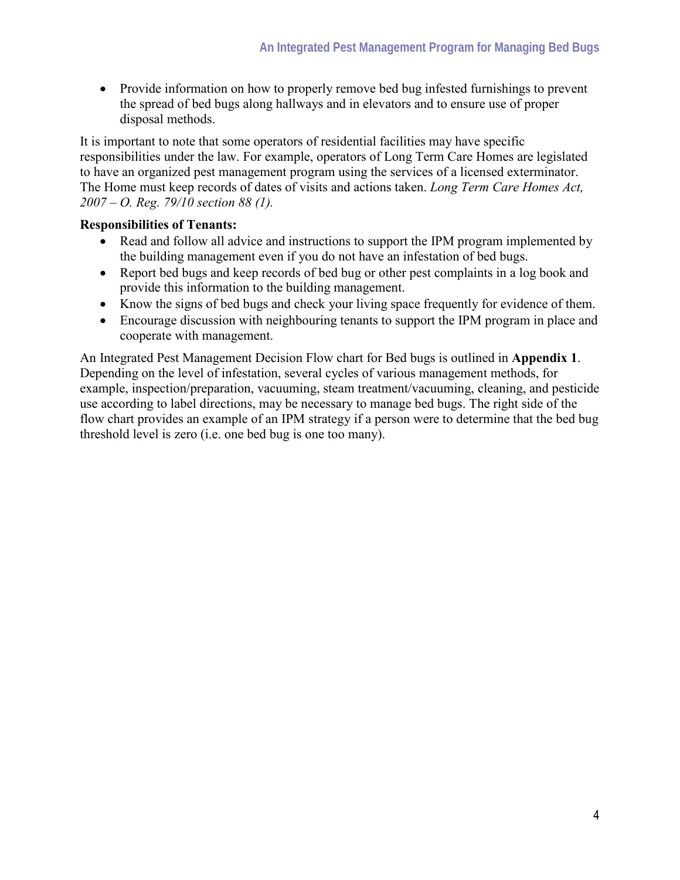- Provide information on how to properly remove bed bug infested furnishings to prevent the spread of bed bugs along hallways and in elevators and to ensure use of proper disposal methods.

It is important to note that some operators of residential facilities may have specific responsibilities under the law. For example, operators of Long Term Care Homes are legislated to have an organized pest management program using the services of a licensed exterminator. The Home must keep records of dates of visits and actions taken. *Long Term Care Homes Act, 2007 – O. Reg. 79/10 section 88 (1).*

**Responsibilities of Tenants:**

- Read and follow all advice and instructions to support the IPM program implemented by the building management even if you do not have an infestation of bed bugs.
- Report bed bugs and keep records of bed bug or other pest complaints in a log book and provide this information to the building management.
- Know the signs of bed bugs and check your living space frequently for evidence of them.
- Encourage discussion with neighbouring tenants to support the IPM program in place and cooperate with management.

An Integrated Pest Management Decision Flow chart for Bed bugs is outlined in **Appendix 1**. Depending on the level of infestation, several cycles of various management methods, for example, inspection/preparation, vacuuming, steam treatment/vacuuming, cleaning, and pesticide use according to label directions, may be necessary to manage bed bugs. The right side of the flow chart provides an example of an IPM strategy if a person were to determine that the bed bug threshold level is zero (i.e. one bed bug is one too many).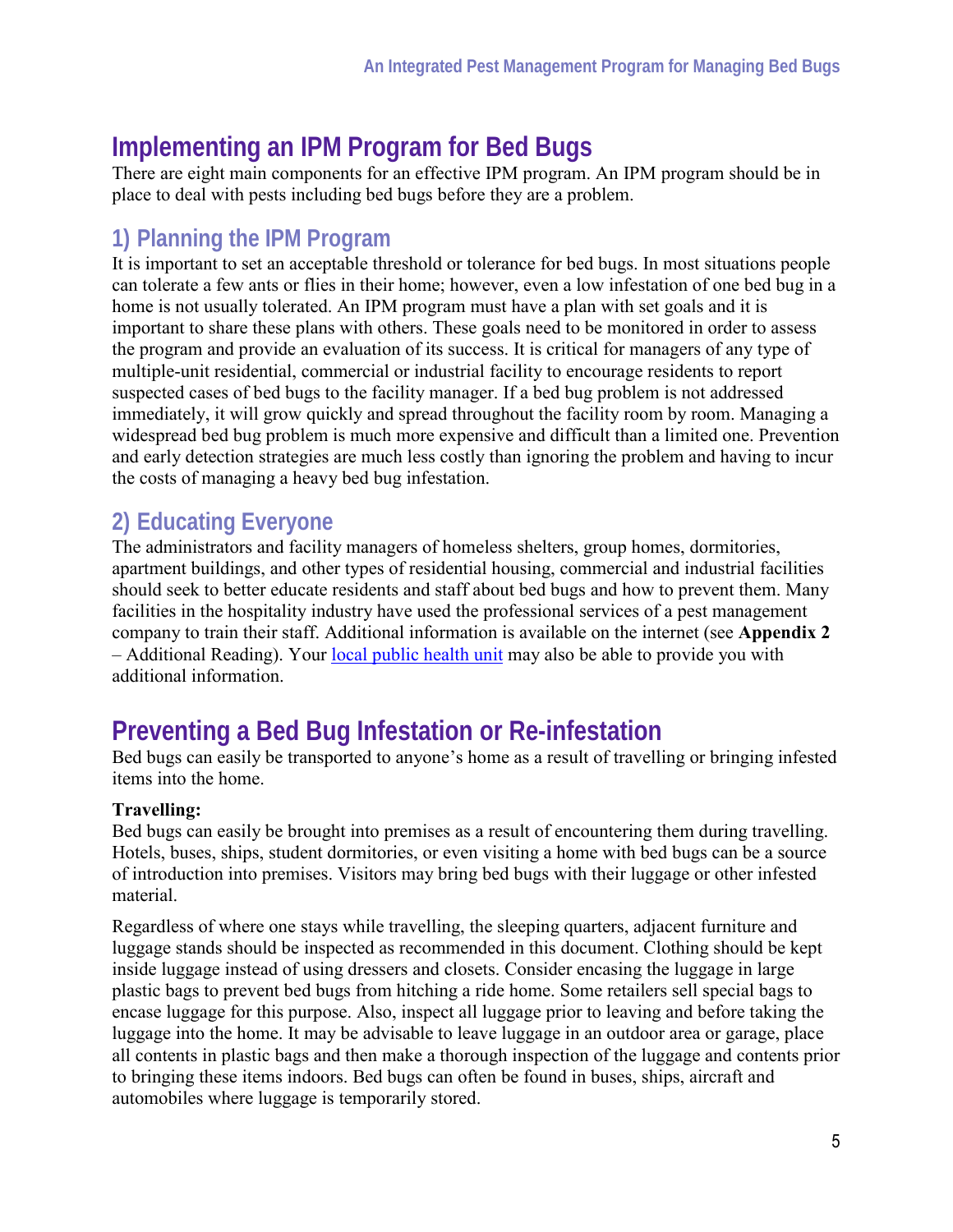## Implementing an IPM Program for Bed Bugs

There are eight main components for an effective IPM program. An IPM program should be in place to deal with pests including bed bugs before they are a problem.

### 1) Planning the IPM Program

It is important to set an acceptable threshold or tolerance for bed bugs. In most situations people can tolerate a few ants or flies in their home; however, even a low infestation of one bed bug in a home is not usually tolerated. An IPM program must have a plan with set goals and it is important to share these plans with others. These goals need to be monitored in order to assess the program and provide an evaluation of its success. It is critical for managers of any type of multiple-unit residential, commercial or industrial facility to encourage residents to report suspected cases of bed bugs to the facility manager. If a bed bug problem is not addressed immediately, it will grow quickly and spread throughout the facility room by room. Managing a widespread bed bug problem is much more expensive and difficult than a limited one. Prevention and early detection strategies are much less costly than ignoring the problem and having to incur the costs of managing a heavy bed bug infestation.

### 2) Educating Everyone

The administrators and facility managers of homeless shelters, group homes, dormitories, apartment buildings, and other types of residential housing, commercial and industrial facilities should seek to better educate residents and staff about bed bugs and how to prevent them. Many facilities in the hospitality industry have used the professional services of a pest management company to train their staff. Additional information is available on the internet (see **Appendix 2** – Additional Reading). Your local public health unit may also be able to provide you with additional information.

## Preventing a Bed Bug Infestation or Re-infestation

Bed bugs can easily be transported to anyone's home as a result of travelling or bringing infested items into the home.

**Travelling:**

Bed bugs can easily be brought into premises as a result of encountering them during travelling. Hotels, buses, ships, student dormitories, or even visiting a home with bed bugs can be a source of introduction into premises. Visitors may bring bed bugs with their luggage or other infested material.

Regardless of where one stays while travelling, the sleeping quarters, adjacent furniture and luggage stands should be inspected as recommended in this document. Clothing should be kept inside luggage instead of using dressers and closets. Consider encasing the luggage in large plastic bags to prevent bed bugs from hitching a ride home. Some retailers sell special bags to encase luggage for this purpose. Also, inspect all luggage prior to leaving and before taking the luggage into the home. It may be advisable to leave luggage in an outdoor area or garage, place all contents in plastic bags and then make a thorough inspection of the luggage and contents prior to bringing these items indoors. Bed bugs can often be found in buses, ships, aircraft and automobiles where luggage is temporarily stored.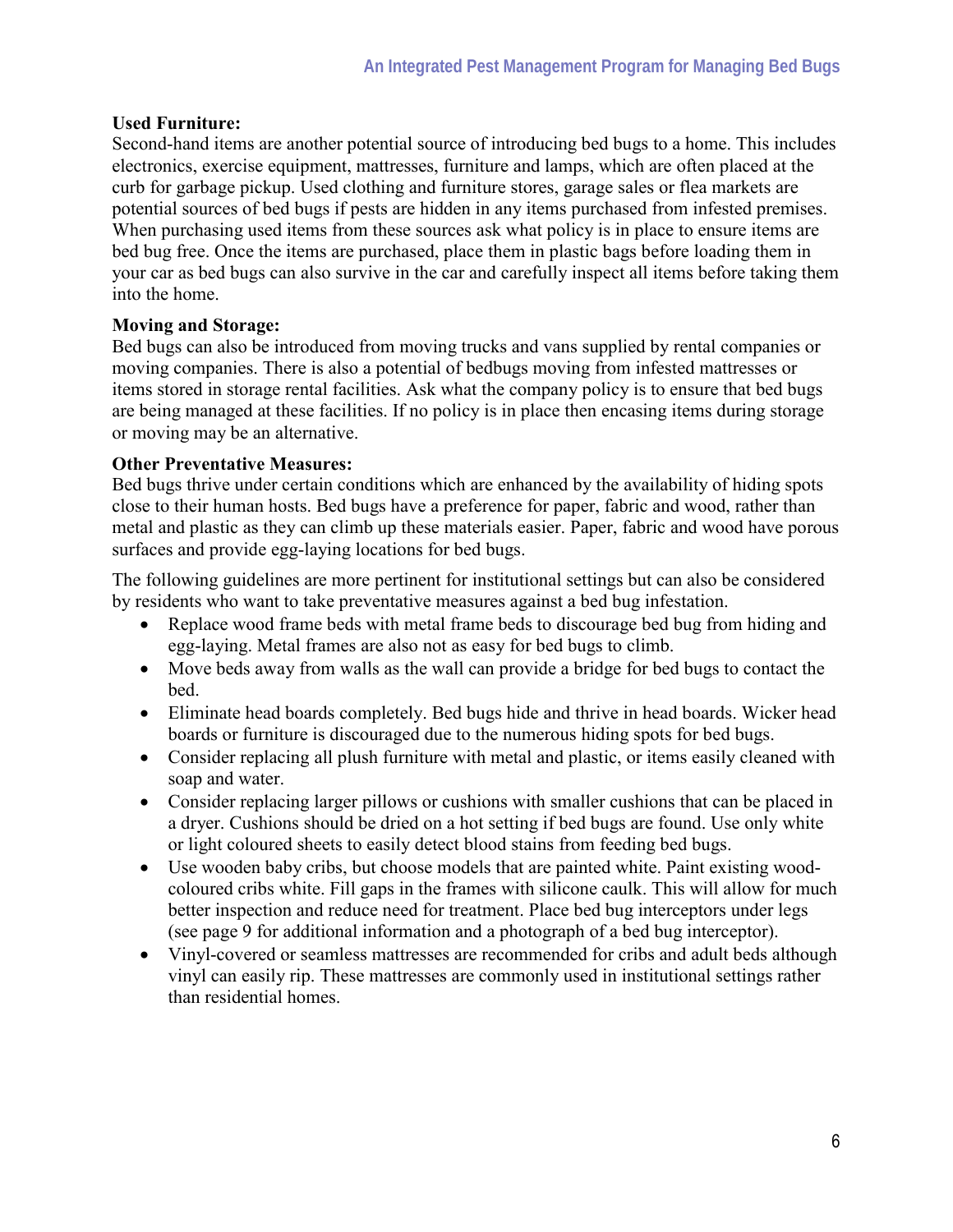**Used Furniture:**
Second-hand items are another potential source of introducing bed bugs to a home. This includes electronics, exercise equipment, mattresses, furniture and lamps, which are often placed at the curb for garbage pickup. Used clothing and furniture stores, garage sales or flea markets are potential sources of bed bugs if pests are hidden in any items purchased from infested premises. When purchasing used items from these sources ask what policy is in place to ensure items are bed bug free. Once the items are purchased, place them in plastic bags before loading them in your car as bed bugs can also survive in the car and carefully inspect all items before taking them into the home.

**Moving and Storage:**
Bed bugs can also be introduced from moving trucks and vans supplied by rental companies or moving companies. There is also a potential of bedbugs moving from infested mattresses or items stored in storage rental facilities. Ask what the company policy is to ensure that bed bugs are being managed at these facilities. If no policy is in place then encasing items during storage or moving may be an alternative.

**Other Preventative Measures:**
Bed bugs thrive under certain conditions which are enhanced by the availability of hiding spots close to their human hosts. Bed bugs have a preference for paper, fabric and wood, rather than metal and plastic as they can climb up these materials easier. Paper, fabric and wood have porous surfaces and provide egg-laying locations for bed bugs.

The following guidelines are more pertinent for institutional settings but can also be considered by residents who want to take preventative measures against a bed bug infestation.

- Replace wood frame beds with metal frame beds to discourage bed bug from hiding and egg-laying. Metal frames are also not as easy for bed bugs to climb.
- Move beds away from walls as the wall can provide a bridge for bed bugs to contact the bed.
- Eliminate head boards completely. Bed bugs hide and thrive in head boards. Wicker head boards or furniture is discouraged due to the numerous hiding spots for bed bugs.
- Consider replacing all plush furniture with metal and plastic, or items easily cleaned with soap and water.
- Consider replacing larger pillows or cushions with smaller cushions that can be placed in a dryer. Cushions should be dried on a hot setting if bed bugs are found. Use only white or light coloured sheets to easily detect blood stains from feeding bed bugs.
- Use wooden baby cribs, but choose models that are painted white. Paint existing wood-coloured cribs white. Fill gaps in the frames with silicone caulk. This will allow for much better inspection and reduce need for treatment. Place bed bug interceptors under legs (see page 9 for additional information and a photograph of a bed bug interceptor).
- Vinyl-covered or seamless mattresses are recommended for cribs and adult beds although vinyl can easily rip. These mattresses are commonly used in institutional settings rather than residential homes.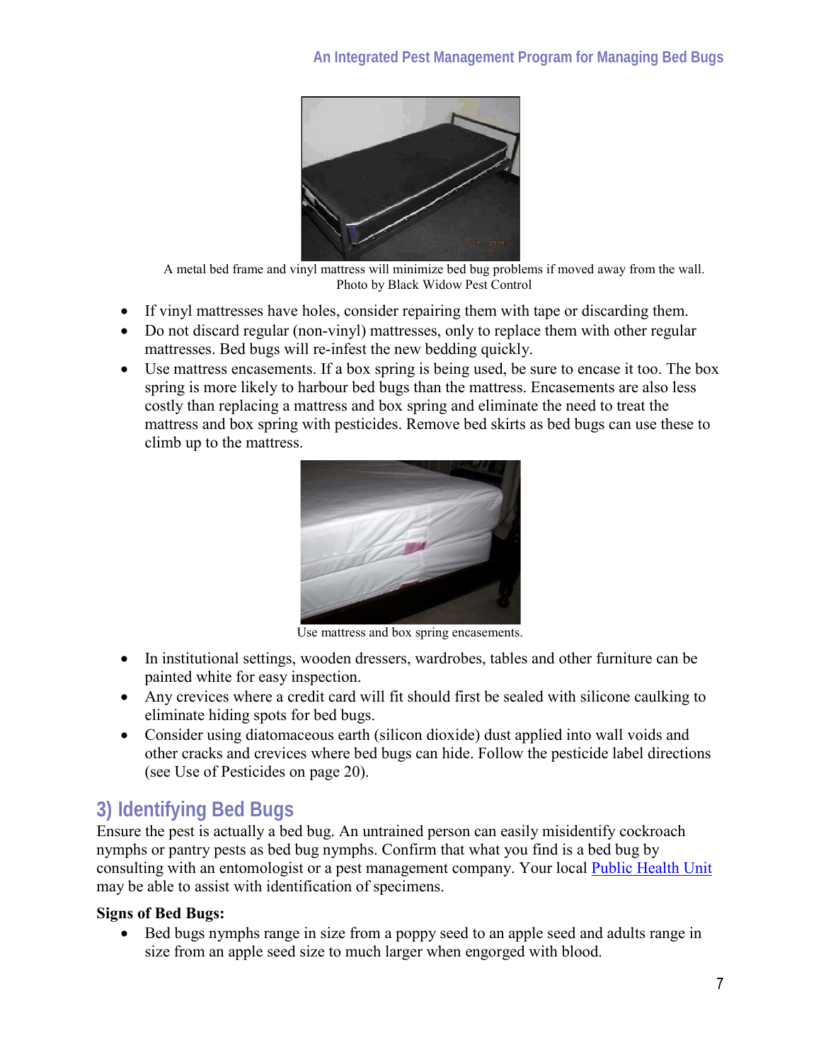A metal bed frame and vinyl mattress will minimize bed bug problems if moved away from the wall.
Photo by Black Widow Pest Control

- If vinyl mattresses have holes, consider repairing them with tape or discarding them.
- Do not discard regular (non-vinyl) mattresses, only to replace them with other regular mattresses. Bed bugs will re-infest the new bedding quickly.
- Use mattress encasements. If a box spring is being used, be sure to encase it too. The box spring is more likely to harbour bed bugs than the mattress. Encasements are also less costly than replacing a mattress and box spring and eliminate the need to treat the mattress and box spring with pesticides. Remove bed skirts as bed bugs can use these to climb up to the mattress.

Use mattress and box spring encasements.

- In institutional settings, wooden dressers, wardrobes, tables and other furniture can be painted white for easy inspection.
- Any crevices where a credit card will fit should first be sealed with silicone caulking to eliminate hiding spots for bed bugs.
- Consider using diatomaceous earth (silicon dioxide) dust applied into wall voids and other cracks and crevices where bed bugs can hide. Follow the pesticide label directions (see Use of Pesticides on page 20).

## 3) Identifying Bed Bugs

Ensure the pest is actually a bed bug. An untrained person can easily misidentify cockroach nymphs or pantry pests as bed bug nymphs. Confirm that what you find is a bed bug by consulting with an entomologist or a pest management company. Your local Public Health Unit may be able to assist with identification of specimens.

**Signs of Bed Bugs:**

- Bed bugs nymphs range in size from a poppy seed to an apple seed and adults range in size from an apple seed size to much larger when engorged with blood.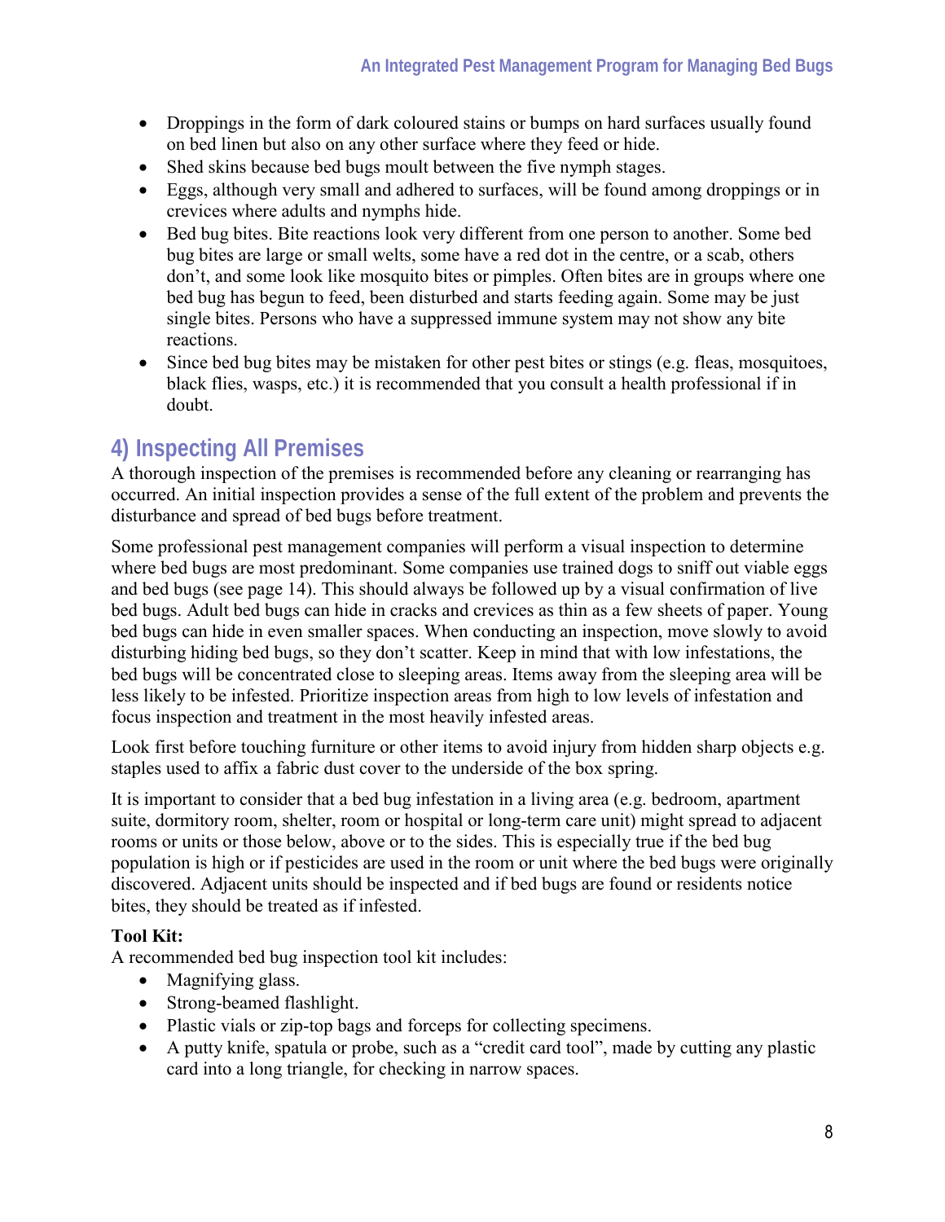- Droppings in the form of dark coloured stains or bumps on hard surfaces usually found on bed linen but also on any other surface where they feed or hide.
- Shed skins because bed bugs moult between the five nymph stages.
- Eggs, although very small and adhered to surfaces, will be found among droppings or in crevices where adults and nymphs hide.
- Bed bug bites. Bite reactions look very different from one person to another. Some bed bug bites are large or small welts, some have a red dot in the centre, or a scab, others don't, and some look like mosquito bites or pimples. Often bites are in groups where one bed bug has begun to feed, been disturbed and starts feeding again. Some may be just single bites. Persons who have a suppressed immune system may not show any bite reactions.
- Since bed bug bites may be mistaken for other pest bites or stings (e.g. fleas, mosquitoes, black flies, wasps, etc.) it is recommended that you consult a health professional if in doubt.

## 4) Inspecting All Premises

A thorough inspection of the premises is recommended before any cleaning or rearranging has occurred. An initial inspection provides a sense of the full extent of the problem and prevents the disturbance and spread of bed bugs before treatment.

Some professional pest management companies will perform a visual inspection to determine where bed bugs are most predominant. Some companies use trained dogs to sniff out viable eggs and bed bugs (see page 14). This should always be followed up by a visual confirmation of live bed bugs. Adult bed bugs can hide in cracks and crevices as thin as a few sheets of paper. Young bed bugs can hide in even smaller spaces. When conducting an inspection, move slowly to avoid disturbing hiding bed bugs, so they don't scatter. Keep in mind that with low infestations, the bed bugs will be concentrated close to sleeping areas. Items away from the sleeping area will be less likely to be infested. Prioritize inspection areas from high to low levels of infestation and focus inspection and treatment in the most heavily infested areas.

Look first before touching furniture or other items to avoid injury from hidden sharp objects e.g. staples used to affix a fabric dust cover to the underside of the box spring.

It is important to consider that a bed bug infestation in a living area (e.g. bedroom, apartment suite, dormitory room, shelter, room or hospital or long-term care unit) might spread to adjacent rooms or units or those below, above or to the sides. This is especially true if the bed bug population is high or if pesticides are used in the room or unit where the bed bugs were originally discovered. Adjacent units should be inspected and if bed bugs are found or residents notice bites, they should be treated as if infested.

**Tool Kit:**

A recommended bed bug inspection tool kit includes:

- Magnifying glass.
- Strong-beamed flashlight.
- Plastic vials or zip-top bags and forceps for collecting specimens.
- A putty knife, spatula or probe, such as a "credit card tool", made by cutting any plastic card into a long triangle, for checking in narrow spaces.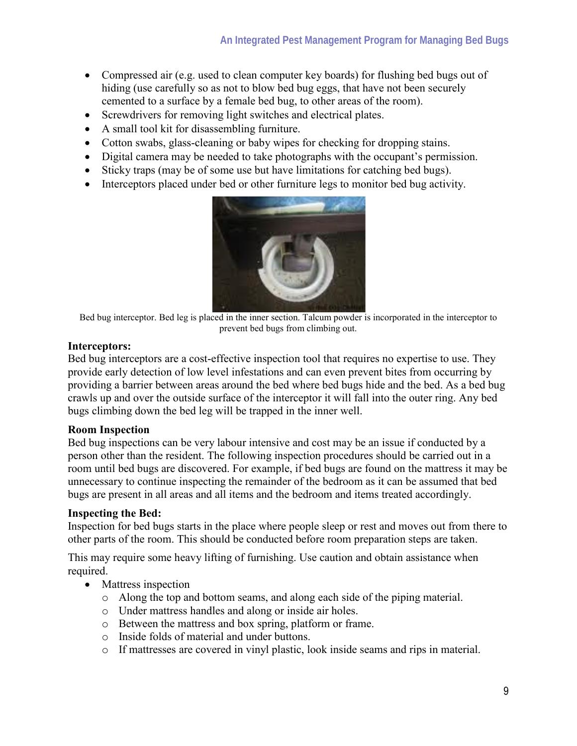- Compressed air (e.g. used to clean computer key boards) for flushing bed bugs out of hiding (use carefully so as not to blow bed bug eggs, that have not been securely cemented to a surface by a female bed bug, to other areas of the room).
- Screwdrivers for removing light switches and electrical plates.
- A small tool kit for disassembling furniture.
- Cotton swabs, glass-cleaning or baby wipes for checking for dropping stains.
- Digital camera may be needed to take photographs with the occupant's permission.
- Sticky traps (may be of some use but have limitations for catching bed bugs).
- Interceptors placed under bed or other furniture legs to monitor bed bug activity.

Bed bug interceptor. Bed leg is placed in the inner section. Talcum powder is incorporated in the interceptor to prevent bed bugs from climbing out.

**Interceptors:**
Bed bug interceptors are a cost-effective inspection tool that requires no expertise to use. They provide early detection of low level infestations and can even prevent bites from occurring by providing a barrier between areas around the bed where bed bugs hide and the bed. As a bed bug crawls up and over the outside surface of the interceptor it will fall into the outer ring. Any bed bugs climbing down the bed leg will be trapped in the inner well.

**Room Inspection**
Bed bug inspections can be very labour intensive and cost may be an issue if conducted by a person other than the resident. The following inspection procedures should be carried out in a room until bed bugs are discovered. For example, if bed bugs are found on the mattress it may be unnecessary to continue inspecting the remainder of the bedroom as it can be assumed that bed bugs are present in all areas and all items and the bedroom and items treated accordingly.

**Inspecting the Bed:**
Inspection for bed bugs starts in the place where people sleep or rest and moves out from there to other parts of the room. This should be conducted before room preparation steps are taken.

This may require some heavy lifting of furnishing. Use caution and obtain assistance when required.

- Mattress inspection
  - Along the top and bottom seams, and along each side of the piping material.
  - Under mattress handles and along or inside air holes.
  - Between the mattress and box spring, platform or frame.
  - Inside folds of material and under buttons.
  - If mattresses are covered in vinyl plastic, look inside seams and rips in material.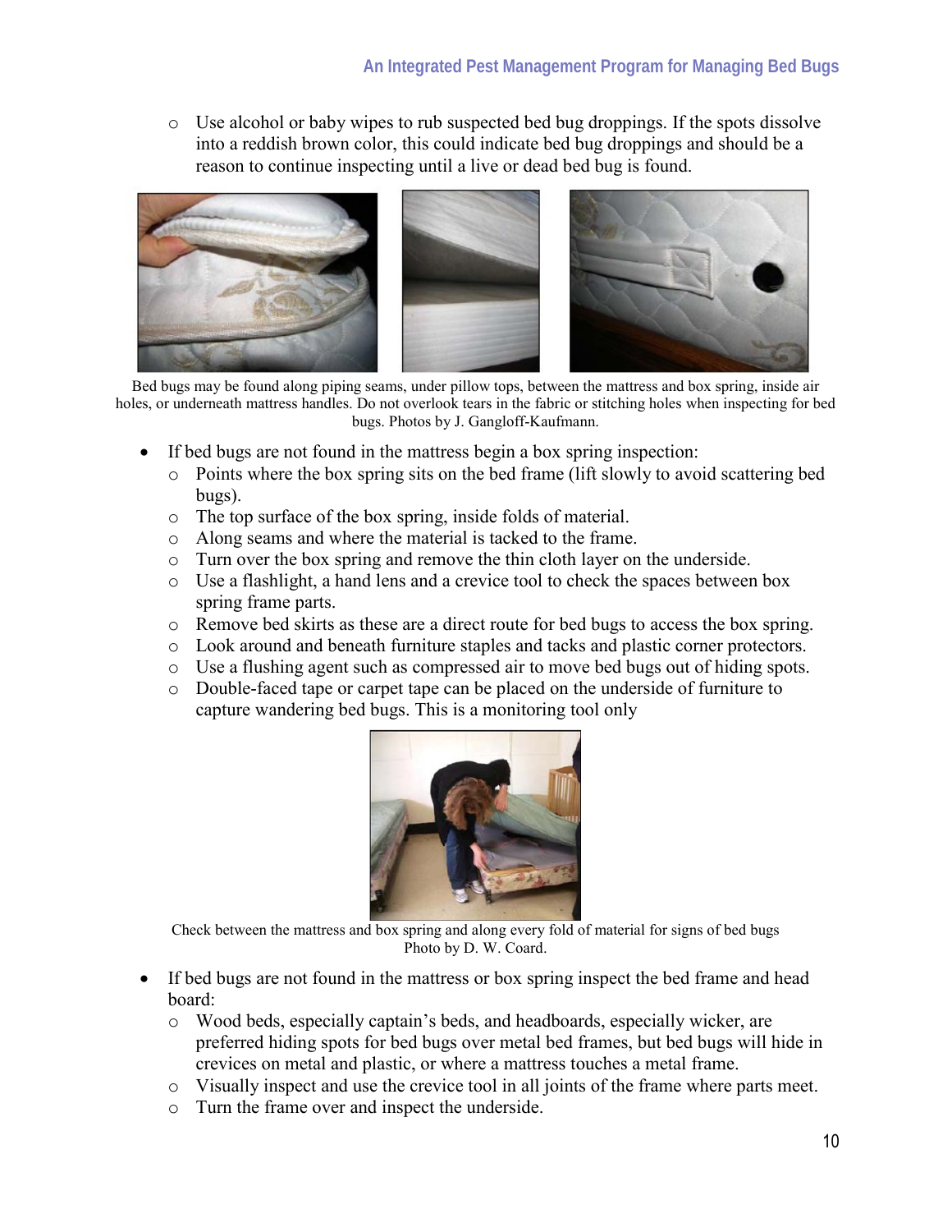- Use alcohol or baby wipes to rub suspected bed bug droppings. If the spots dissolve into a reddish brown color, this could indicate bed bug droppings and should be a reason to continue inspecting until a live or dead bed bug is found.

Bed bugs may be found along piping seams, under pillow tops, between the mattress and box spring, inside air holes, or underneath mattress handles. Do not overlook tears in the fabric or stitching holes when inspecting for bed bugs. Photos by J. Gangloff-Kaufmann.

- If bed bugs are not found in the mattress begin a box spring inspection:
  - Points where the box spring sits on the bed frame (lift slowly to avoid scattering bed bugs).
  - The top surface of the box spring, inside folds of material.
  - Along seams and where the material is tacked to the frame.
  - Turn over the box spring and remove the thin cloth layer on the underside.
  - Use a flashlight, a hand lens and a crevice tool to check the spaces between box spring frame parts.
  - Remove bed skirts as these are a direct route for bed bugs to access the box spring.
  - Look around and beneath furniture staples and tacks and plastic corner protectors.
  - Use a flushing agent such as compressed air to move bed bugs out of hiding spots.
  - Double-faced tape or carpet tape can be placed on the underside of furniture to capture wandering bed bugs. This is a monitoring tool only

Check between the mattress and box spring and along every fold of material for signs of bed bugs Photo by D. W. Coard.

- If bed bugs are not found in the mattress or box spring inspect the bed frame and head board:
  - Wood beds, especially captain's beds, and headboards, especially wicker, are preferred hiding spots for bed bugs over metal bed frames, but bed bugs will hide in crevices on metal and plastic, or where a mattress touches a metal frame.
  - Visually inspect and use the crevice tool in all joints of the frame where parts meet.
  - Turn the frame over and inspect the underside.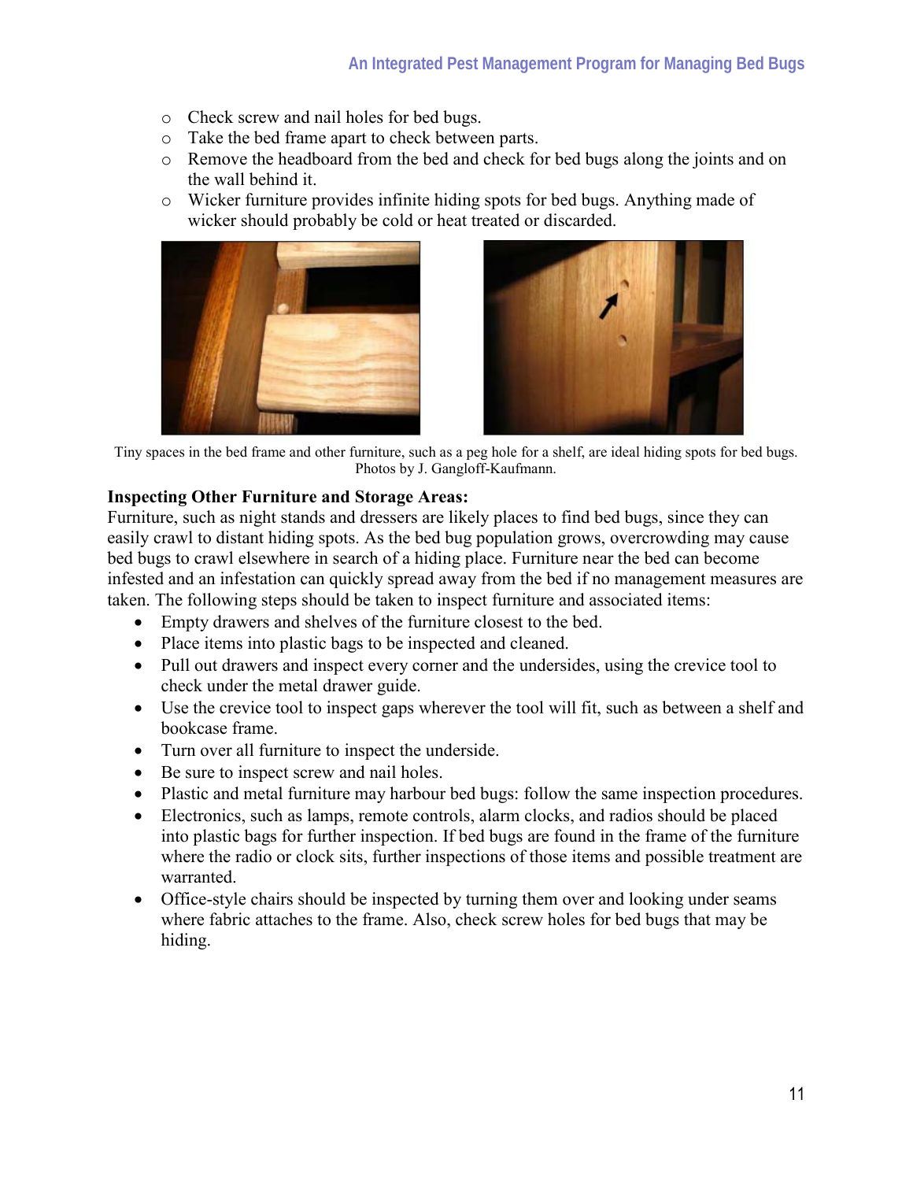- Check screw and nail holes for bed bugs.
- Take the bed frame apart to check between parts.
- Remove the headboard from the bed and check for bed bugs along the joints and on the wall behind it.
- Wicker furniture provides infinite hiding spots for bed bugs. Anything made of wicker should probably be cold or heat treated or discarded.

Tiny spaces in the bed frame and other furniture, such as a peg hole for a shelf, are ideal hiding spots for bed bugs. Photos by J. Gangloff-Kaufmann.

**Inspecting Other Furniture and Storage Areas:**

Furniture, such as night stands and dressers are likely places to find bed bugs, since they can easily crawl to distant hiding spots. As the bed bug population grows, overcrowding may cause bed bugs to crawl elsewhere in search of a hiding place. Furniture near the bed can become infested and an infestation can quickly spread away from the bed if no management measures are taken. The following steps should be taken to inspect furniture and associated items:

- Empty drawers and shelves of the furniture closest to the bed.
- Place items into plastic bags to be inspected and cleaned.
- Pull out drawers and inspect every corner and the undersides, using the crevice tool to check under the metal drawer guide.
- Use the crevice tool to inspect gaps wherever the tool will fit, such as between a shelf and bookcase frame.
- Turn over all furniture to inspect the underside.
- Be sure to inspect screw and nail holes.
- Plastic and metal furniture may harbour bed bugs: follow the same inspection procedures.
- Electronics, such as lamps, remote controls, alarm clocks, and radios should be placed into plastic bags for further inspection. If bed bugs are found in the frame of the furniture where the radio or clock sits, further inspections of those items and possible treatment are warranted.
- Office-style chairs should be inspected by turning them over and looking under seams where fabric attaches to the frame. Also, check screw holes for bed bugs that may be hiding.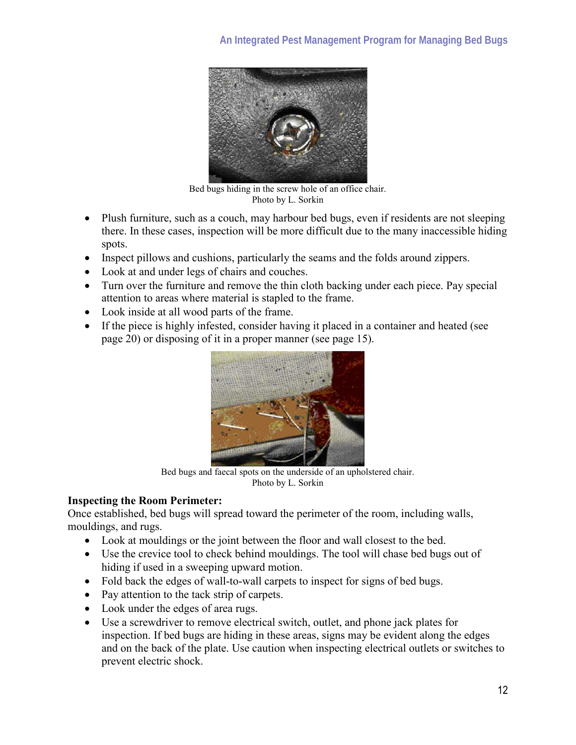Bed bugs hiding in the screw hole of an office chair.
Photo by L. Sorkin

- Plush furniture, such as a couch, may harbour bed bugs, even if residents are not sleeping there. In these cases, inspection will be more difficult due to the many inaccessible hiding spots.
- Inspect pillows and cushions, particularly the seams and the folds around zippers.
- Look at and under legs of chairs and couches.
- Turn over the furniture and remove the thin cloth backing under each piece. Pay special attention to areas where material is stapled to the frame.
- Look inside at all wood parts of the frame.
- If the piece is highly infested, consider having it placed in a container and heated (see page 20) or disposing of it in a proper manner (see page 15).

Bed bugs and faecal spots on the underside of an upholstered chair.
Photo by L. Sorkin

**Inspecting the Room Perimeter:**
Once established, bed bugs will spread toward the perimeter of the room, including walls, mouldings, and rugs.

- Look at mouldings or the joint between the floor and wall closest to the bed.
- Use the crevice tool to check behind mouldings. The tool will chase bed bugs out of hiding if used in a sweeping upward motion.
- Fold back the edges of wall-to-wall carpets to inspect for signs of bed bugs.
- Pay attention to the tack strip of carpets.
- Look under the edges of area rugs.
- Use a screwdriver to remove electrical switch, outlet, and phone jack plates for inspection. If bed bugs are hiding in these areas, signs may be evident along the edges and on the back of the plate. Use caution when inspecting electrical outlets or switches to prevent electric shock.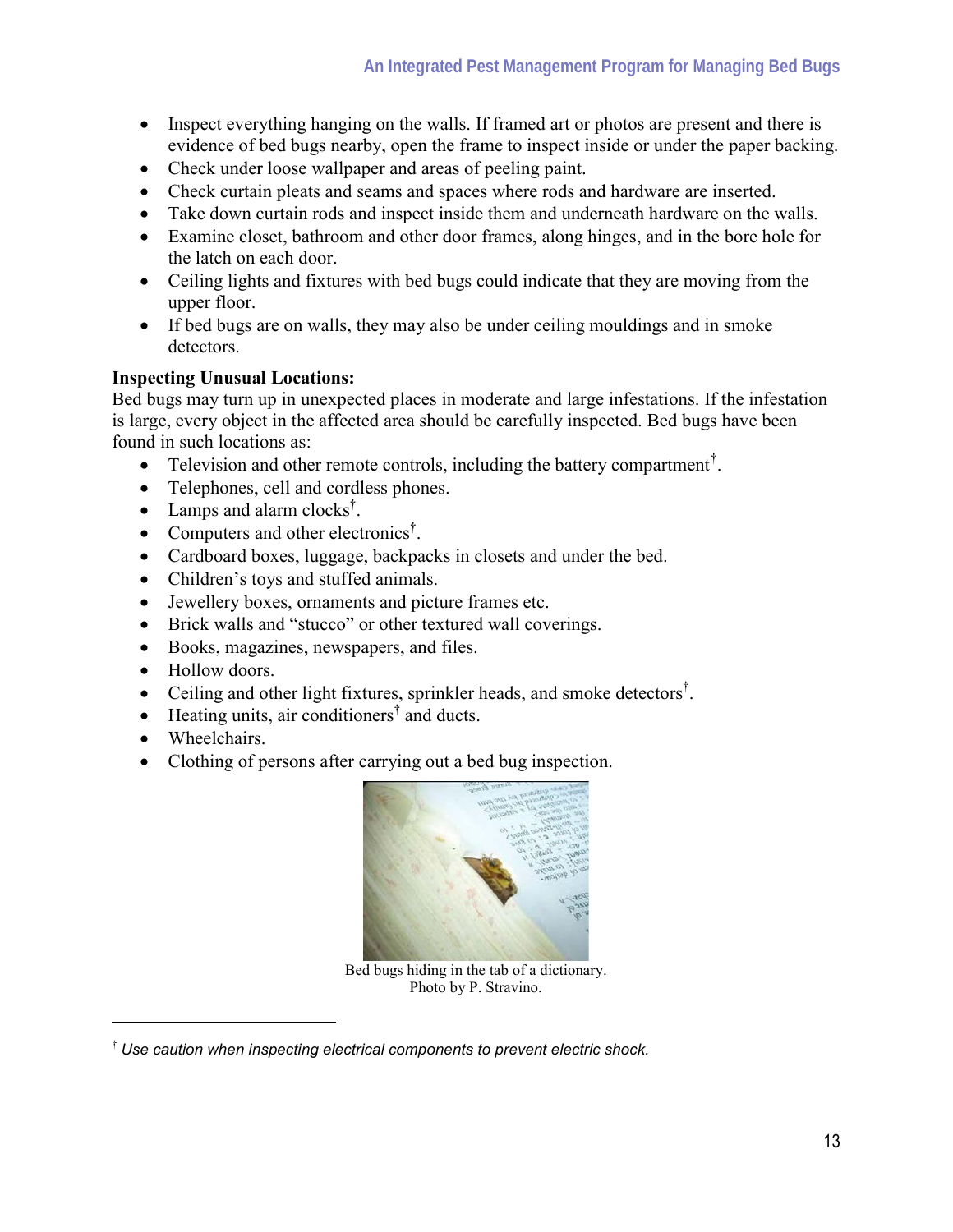- Inspect everything hanging on the walls. If framed art or photos are present and there is evidence of bed bugs nearby, open the frame to inspect inside or under the paper backing.
- Check under loose wallpaper and areas of peeling paint.
- Check curtain pleats and seams and spaces where rods and hardware are inserted.
- Take down curtain rods and inspect inside them and underneath hardware on the walls.
- Examine closet, bathroom and other door frames, along hinges, and in the bore hole for the latch on each door.
- Ceiling lights and fixtures with bed bugs could indicate that they are moving from the upper floor.
- If bed bugs are on walls, they may also be under ceiling mouldings and in smoke detectors.

**Inspecting Unusual Locations:**

Bed bugs may turn up in unexpected places in moderate and large infestations. If the infestation is large, every object in the affected area should be carefully inspected. Bed bugs have been found in such locations as:

- Television and other remote controls, including the battery compartment[†].
- Telephones, cell and cordless phones.
- Lamps and alarm clocks[†].
- Computers and other electronics[†].
- Cardboard boxes, luggage, backpacks in closets and under the bed.
- Children's toys and stuffed animals.
- Jewellery boxes, ornaments and picture frames etc.
- Brick walls and "stucco" or other textured wall coverings.
- Books, magazines, newspapers, and files.
- Hollow doors.
- Ceiling and other light fixtures, sprinkler heads, and smoke detectors[†].
- Heating units, air conditioners[†] and ducts.
- Wheelchairs.
- Clothing of persons after carrying out a bed bug inspection.

Bed bugs hiding in the tab of a dictionary.
Photo by P. Stravino.

---

[†] *Use caution when inspecting electrical components to prevent electric shock.*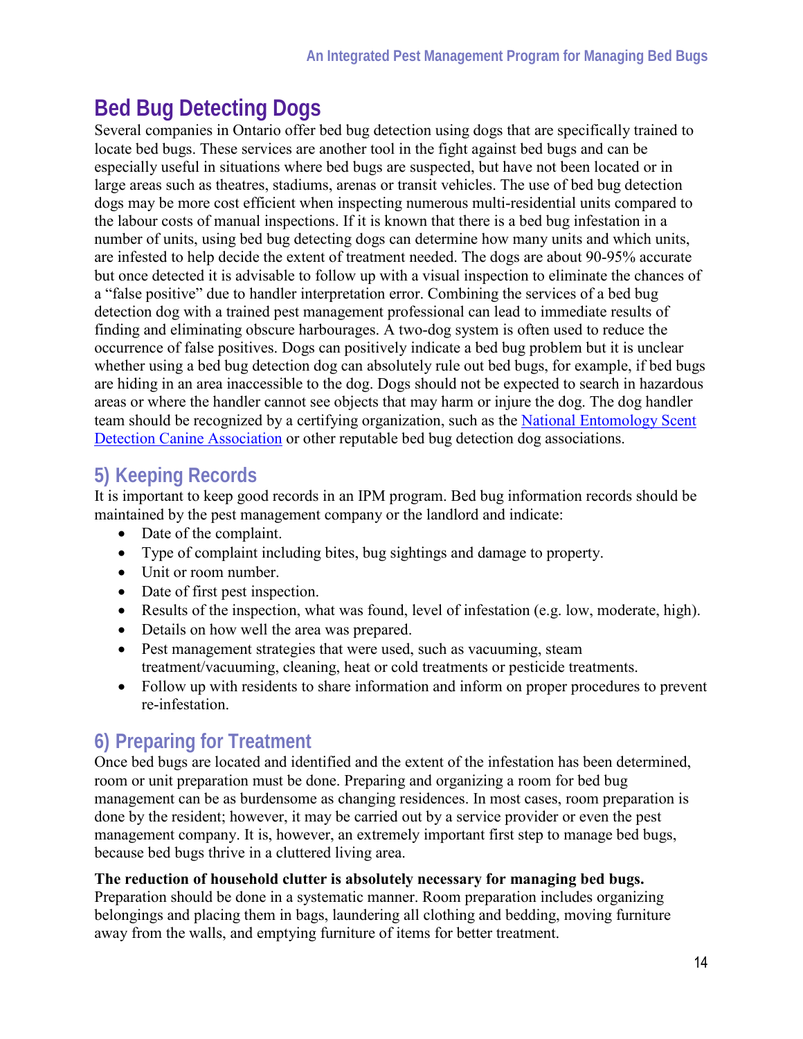## Bed Bug Detecting Dogs

Several companies in Ontario offer bed bug detection using dogs that are specifically trained to locate bed bugs. These services are another tool in the fight against bed bugs and can be especially useful in situations where bed bugs are suspected, but have not been located or in large areas such as theatres, stadiums, arenas or transit vehicles. The use of bed bug detection dogs may be more cost efficient when inspecting numerous multi-residential units compared to the labour costs of manual inspections. If it is known that there is a bed bug infestation in a number of units, using bed bug detecting dogs can determine how many units and which units, are infested to help decide the extent of treatment needed. The dogs are about 90-95% accurate but once detected it is advisable to follow up with a visual inspection to eliminate the chances of a "false positive" due to handler interpretation error. Combining the services of a bed bug detection dog with a trained pest management professional can lead to immediate results of finding and eliminating obscure harbourages. A two-dog system is often used to reduce the occurrence of false positives. Dogs can positively indicate a bed bug problem but it is unclear whether using a bed bug detection dog can absolutely rule out bed bugs, for example, if bed bugs are hiding in an area inaccessible to the dog. Dogs should not be expected to search in hazardous areas or where the handler cannot see objects that may harm or injure the dog. The dog handler team should be recognized by a certifying organization, such as the [National Entomology Scent Detection Canine Association]() or other reputable bed bug detection dog associations.

## 5) Keeping Records

It is important to keep good records in an IPM program. Bed bug information records should be maintained by the pest management company or the landlord and indicate:

- Date of the complaint.
- Type of complaint including bites, bug sightings and damage to property.
- Unit or room number.
- Date of first pest inspection.
- Results of the inspection, what was found, level of infestation (e.g. low, moderate, high).
- Details on how well the area was prepared.
- Pest management strategies that were used, such as vacuuming, steam treatment/vacuuming, cleaning, heat or cold treatments or pesticide treatments.
- Follow up with residents to share information and inform on proper procedures to prevent re-infestation.

## 6) Preparing for Treatment

Once bed bugs are located and identified and the extent of the infestation has been determined, room or unit preparation must be done. Preparing and organizing a room for bed bug management can be as burdensome as changing residences. In most cases, room preparation is done by the resident; however, it may be carried out by a service provider or even the pest management company. It is, however, an extremely important first step to manage bed bugs, because bed bugs thrive in a cluttered living area.

**The reduction of household clutter is absolutely necessary for managing bed bugs.** Preparation should be done in a systematic manner. Room preparation includes organizing belongings and placing them in bags, laundering all clothing and bedding, moving furniture away from the walls, and emptying furniture of items for better treatment.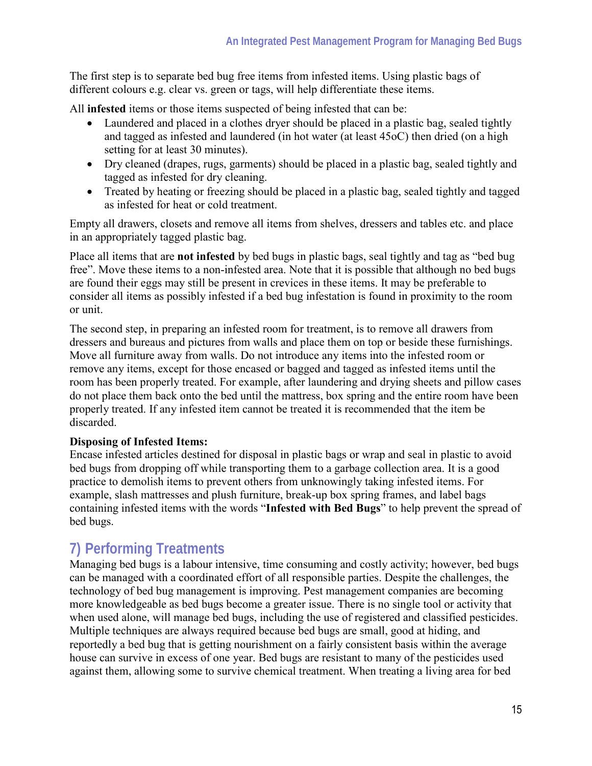The first step is to separate bed bug free items from infested items. Using plastic bags of different colours e.g. clear vs. green or tags, will help differentiate these items.

All **infested** items or those items suspected of being infested that can be:

- Laundered and placed in a clothes dryer should be placed in a plastic bag, sealed tightly and tagged as infested and laundered (in hot water (at least 45oC) then dried (on a high setting for at least 30 minutes).
- Dry cleaned (drapes, rugs, garments) should be placed in a plastic bag, sealed tightly and tagged as infested for dry cleaning.
- Treated by heating or freezing should be placed in a plastic bag, sealed tightly and tagged as infested for heat or cold treatment.

Empty all drawers, closets and remove all items from shelves, dressers and tables etc. and place in an appropriately tagged plastic bag.

Place all items that are **not infested** by bed bugs in plastic bags, seal tightly and tag as "bed bug free". Move these items to a non-infested area. Note that it is possible that although no bed bugs are found their eggs may still be present in crevices in these items. It may be preferable to consider all items as possibly infested if a bed bug infestation is found in proximity to the room or unit.

The second step, in preparing an infested room for treatment, is to remove all drawers from dressers and bureaus and pictures from walls and place them on top or beside these furnishings. Move all furniture away from walls. Do not introduce any items into the infested room or remove any items, except for those encased or bagged and tagged as infested items until the room has been properly treated. For example, after laundering and drying sheets and pillow cases do not place them back onto the bed until the mattress, box spring and the entire room have been properly treated. If any infested item cannot be treated it is recommended that the item be discarded.

**Disposing of Infested Items:**
Encase infested articles destined for disposal in plastic bags or wrap and seal in plastic to avoid bed bugs from dropping off while transporting them to a garbage collection area. It is a good practice to demolish items to prevent others from unknowingly taking infested items. For example, slash mattresses and plush furniture, break-up box spring frames, and label bags containing infested items with the words "**Infested with Bed Bugs**" to help prevent the spread of bed bugs.

## 7) Performing Treatments

Managing bed bugs is a labour intensive, time consuming and costly activity; however, bed bugs can be managed with a coordinated effort of all responsible parties. Despite the challenges, the technology of bed bug management is improving. Pest management companies are becoming more knowledgeable as bed bugs become a greater issue. There is no single tool or activity that when used alone, will manage bed bugs, including the use of registered and classified pesticides. Multiple techniques are always required because bed bugs are small, good at hiding, and reportedly a bed bug that is getting nourishment on a fairly consistent basis within the average house can survive in excess of one year. Bed bugs are resistant to many of the pesticides used against them, allowing some to survive chemical treatment. When treating a living area for bed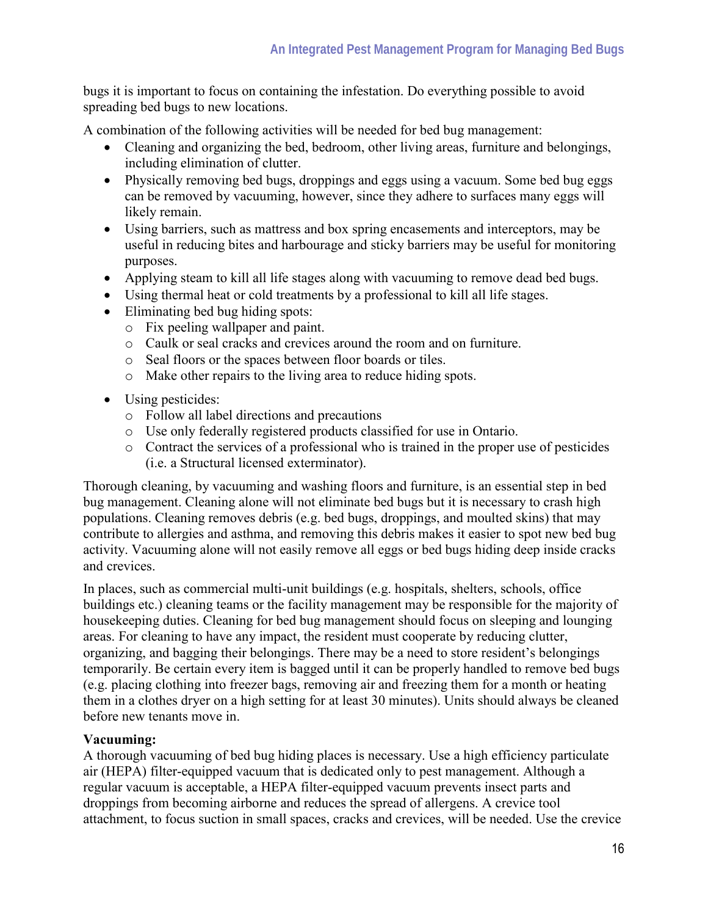bugs it is important to focus on containing the infestation. Do everything possible to avoid spreading bed bugs to new locations.

A combination of the following activities will be needed for bed bug management:

- Cleaning and organizing the bed, bedroom, other living areas, furniture and belongings, including elimination of clutter.
- Physically removing bed bugs, droppings and eggs using a vacuum. Some bed bug eggs can be removed by vacuuming, however, since they adhere to surfaces many eggs will likely remain.
- Using barriers, such as mattress and box spring encasements and interceptors, may be useful in reducing bites and harbourage and sticky barriers may be useful for monitoring purposes.
- Applying steam to kill all life stages along with vacuuming to remove dead bed bugs.
- Using thermal heat or cold treatments by a professional to kill all life stages.
- Eliminating bed bug hiding spots:
  - Fix peeling wallpaper and paint.
  - Caulk or seal cracks and crevices around the room and on furniture.
  - Seal floors or the spaces between floor boards or tiles.
  - Make other repairs to the living area to reduce hiding spots.
- Using pesticides:
  - Follow all label directions and precautions
  - Use only federally registered products classified for use in Ontario.
  - Contract the services of a professional who is trained in the proper use of pesticides (i.e. a Structural licensed exterminator).

Thorough cleaning, by vacuuming and washing floors and furniture, is an essential step in bed bug management. Cleaning alone will not eliminate bed bugs but it is necessary to crash high populations. Cleaning removes debris (e.g. bed bugs, droppings, and moulted skins) that may contribute to allergies and asthma, and removing this debris makes it easier to spot new bed bug activity. Vacuuming alone will not easily remove all eggs or bed bugs hiding deep inside cracks and crevices.

In places, such as commercial multi-unit buildings (e.g. hospitals, shelters, schools, office buildings etc.) cleaning teams or the facility management may be responsible for the majority of housekeeping duties. Cleaning for bed bug management should focus on sleeping and lounging areas. For cleaning to have any impact, the resident must cooperate by reducing clutter, organizing, and bagging their belongings. There may be a need to store resident's belongings temporarily. Be certain every item is bagged until it can be properly handled to remove bed bugs (e.g. placing clothing into freezer bags, removing air and freezing them for a month or heating them in a clothes dryer on a high setting for at least 30 minutes). Units should always be cleaned before new tenants move in.

**Vacuuming:**

A thorough vacuuming of bed bug hiding places is necessary. Use a high efficiency particulate air (HEPA) filter-equipped vacuum that is dedicated only to pest management. Although a regular vacuum is acceptable, a HEPA filter-equipped vacuum prevents insect parts and droppings from becoming airborne and reduces the spread of allergens. A crevice tool attachment, to focus suction in small spaces, cracks and crevices, will be needed. Use the crevice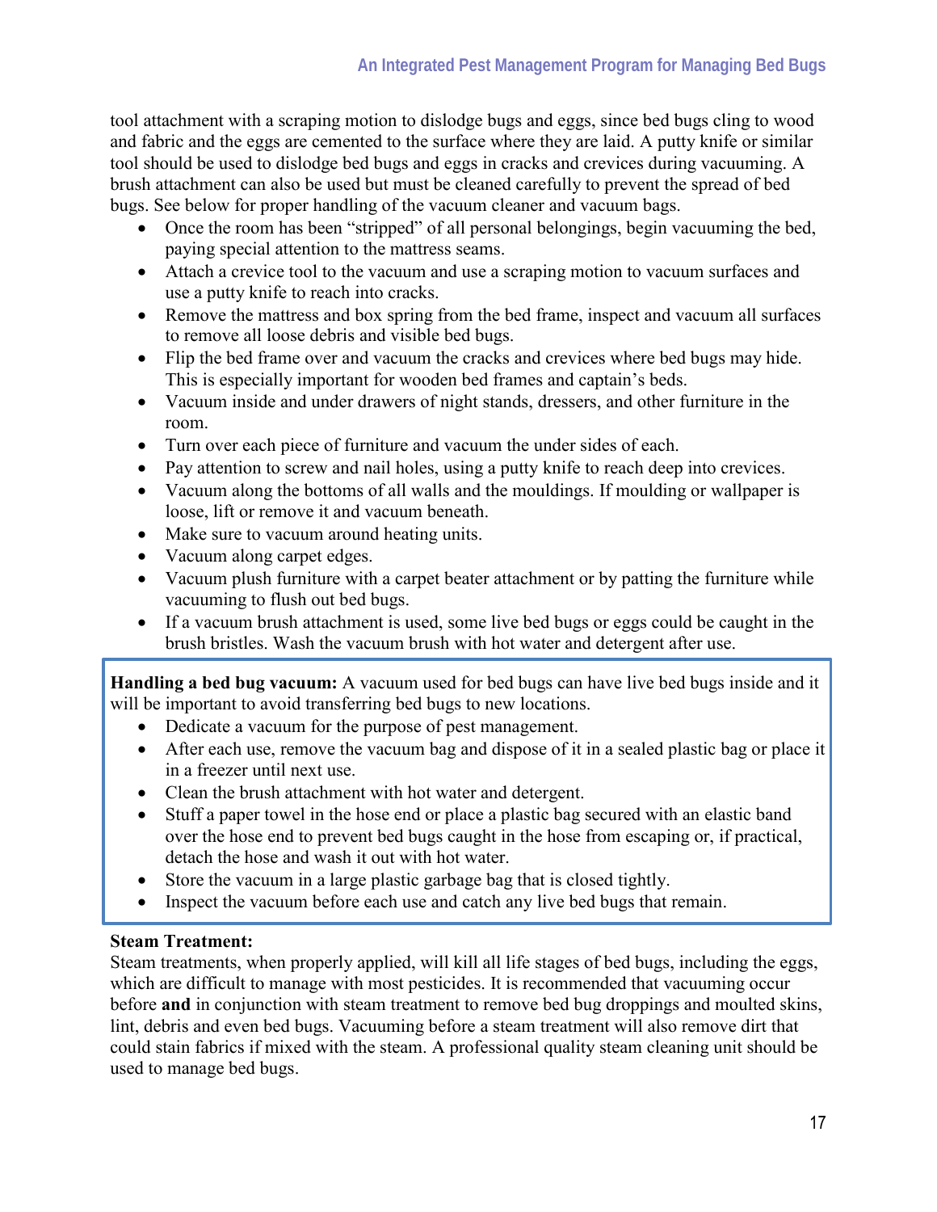tool attachment with a scraping motion to dislodge bugs and eggs, since bed bugs cling to wood and fabric and the eggs are cemented to the surface where they are laid. A putty knife or similar tool should be used to dislodge bed bugs and eggs in cracks and crevices during vacuuming. A brush attachment can also be used but must be cleaned carefully to prevent the spread of bed bugs. See below for proper handling of the vacuum cleaner and vacuum bags.

- Once the room has been "stripped" of all personal belongings, begin vacuuming the bed, paying special attention to the mattress seams.
- Attach a crevice tool to the vacuum and use a scraping motion to vacuum surfaces and use a putty knife to reach into cracks.
- Remove the mattress and box spring from the bed frame, inspect and vacuum all surfaces to remove all loose debris and visible bed bugs.
- Flip the bed frame over and vacuum the cracks and crevices where bed bugs may hide. This is especially important for wooden bed frames and captain's beds.
- Vacuum inside and under drawers of night stands, dressers, and other furniture in the room.
- Turn over each piece of furniture and vacuum the under sides of each.
- Pay attention to screw and nail holes, using a putty knife to reach deep into crevices.
- Vacuum along the bottoms of all walls and the mouldings. If moulding or wallpaper is loose, lift or remove it and vacuum beneath.
- Make sure to vacuum around heating units.
- Vacuum along carpet edges.
- Vacuum plush furniture with a carpet beater attachment or by patting the furniture while vacuuming to flush out bed bugs.
- If a vacuum brush attachment is used, some live bed bugs or eggs could be caught in the brush bristles. Wash the vacuum brush with hot water and detergent after use.

**Handling a bed bug vacuum:** A vacuum used for bed bugs can have live bed bugs inside and it will be important to avoid transferring bed bugs to new locations.

- Dedicate a vacuum for the purpose of pest management.
- After each use, remove the vacuum bag and dispose of it in a sealed plastic bag or place it in a freezer until next use.
- Clean the brush attachment with hot water and detergent.
- Stuff a paper towel in the hose end or place a plastic bag secured with an elastic band over the hose end to prevent bed bugs caught in the hose from escaping or, if practical, detach the hose and wash it out with hot water.
- Store the vacuum in a large plastic garbage bag that is closed tightly.
- Inspect the vacuum before each use and catch any live bed bugs that remain.

**Steam Treatment:**

Steam treatments, when properly applied, will kill all life stages of bed bugs, including the eggs, which are difficult to manage with most pesticides. It is recommended that vacuuming occur before **and** in conjunction with steam treatment to remove bed bug droppings and moulted skins, lint, debris and even bed bugs. Vacuuming before a steam treatment will also remove dirt that could stain fabrics if mixed with the steam. A professional quality steam cleaning unit should be used to manage bed bugs.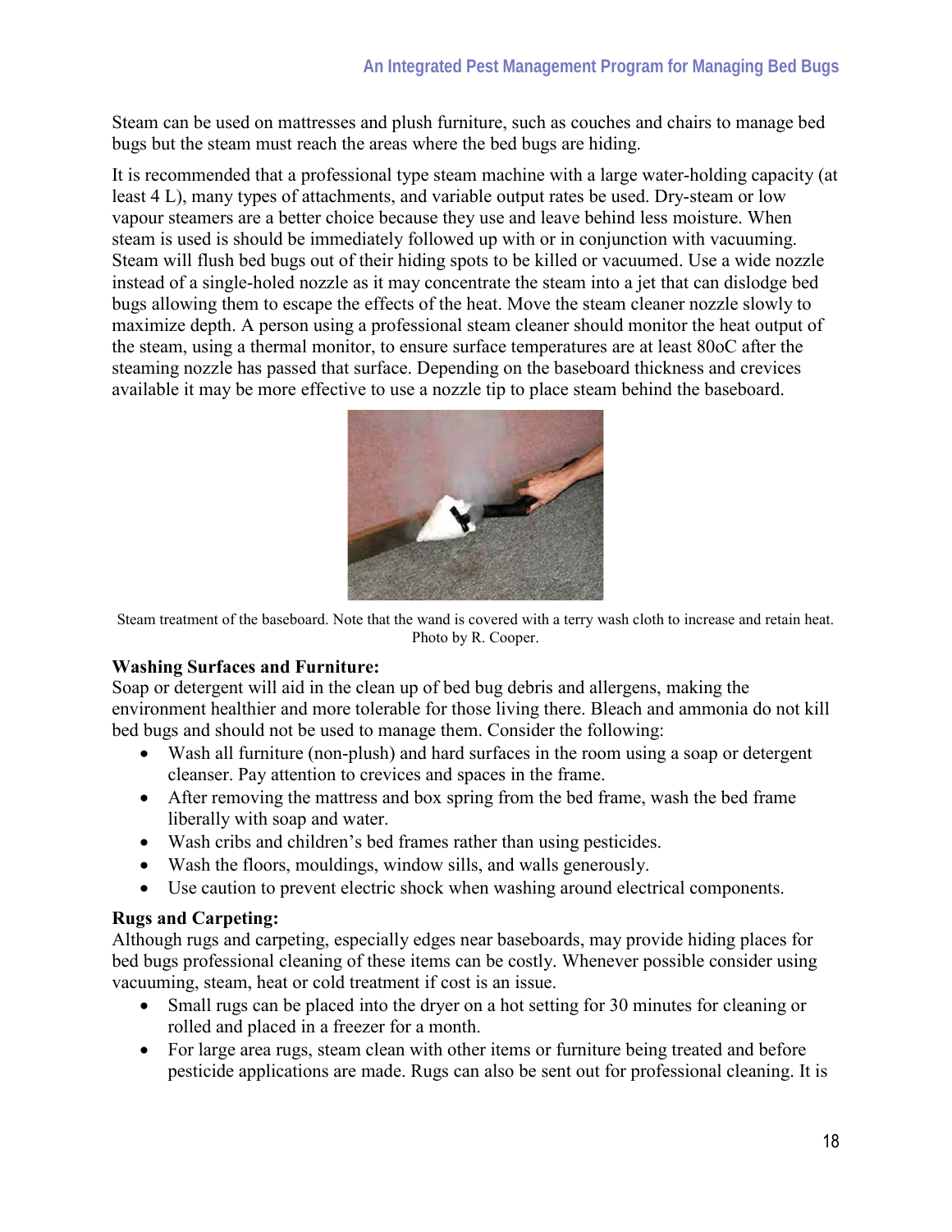Steam can be used on mattresses and plush furniture, such as couches and chairs to manage bed bugs but the steam must reach the areas where the bed bugs are hiding.

It is recommended that a professional type steam machine with a large water-holding capacity (at least 4 L), many types of attachments, and variable output rates be used. Dry-steam or low vapour steamers are a better choice because they use and leave behind less moisture. When steam is used is should be immediately followed up with or in conjunction with vacuuming. Steam will flush bed bugs out of their hiding spots to be killed or vacuumed. Use a wide nozzle instead of a single-holed nozzle as it may concentrate the steam into a jet that can dislodge bed bugs allowing them to escape the effects of the heat. Move the steam cleaner nozzle slowly to maximize depth. A person using a professional steam cleaner should monitor the heat output of the steam, using a thermal monitor, to ensure surface temperatures are at least 80oC after the steaming nozzle has passed that surface. Depending on the baseboard thickness and crevices available it may be more effective to use a nozzle tip to place steam behind the baseboard.

Steam treatment of the baseboard. Note that the wand is covered with a terry wash cloth to increase and retain heat. Photo by R. Cooper.

**Washing Surfaces and Furniture:**

Soap or detergent will aid in the clean up of bed bug debris and allergens, making the environment healthier and more tolerable for those living there. Bleach and ammonia do not kill bed bugs and should not be used to manage them. Consider the following:

- Wash all furniture (non-plush) and hard surfaces in the room using a soap or detergent cleanser. Pay attention to crevices and spaces in the frame.
- After removing the mattress and box spring from the bed frame, wash the bed frame liberally with soap and water.
- Wash cribs and children's bed frames rather than using pesticides.
- Wash the floors, mouldings, window sills, and walls generously.
- Use caution to prevent electric shock when washing around electrical components.

**Rugs and Carpeting:**

Although rugs and carpeting, especially edges near baseboards, may provide hiding places for bed bugs professional cleaning of these items can be costly. Whenever possible consider using vacuuming, steam, heat or cold treatment if cost is an issue.

- Small rugs can be placed into the dryer on a hot setting for 30 minutes for cleaning or rolled and placed in a freezer for a month.
- For large area rugs, steam clean with other items or furniture being treated and before pesticide applications are made. Rugs can also be sent out for professional cleaning. It is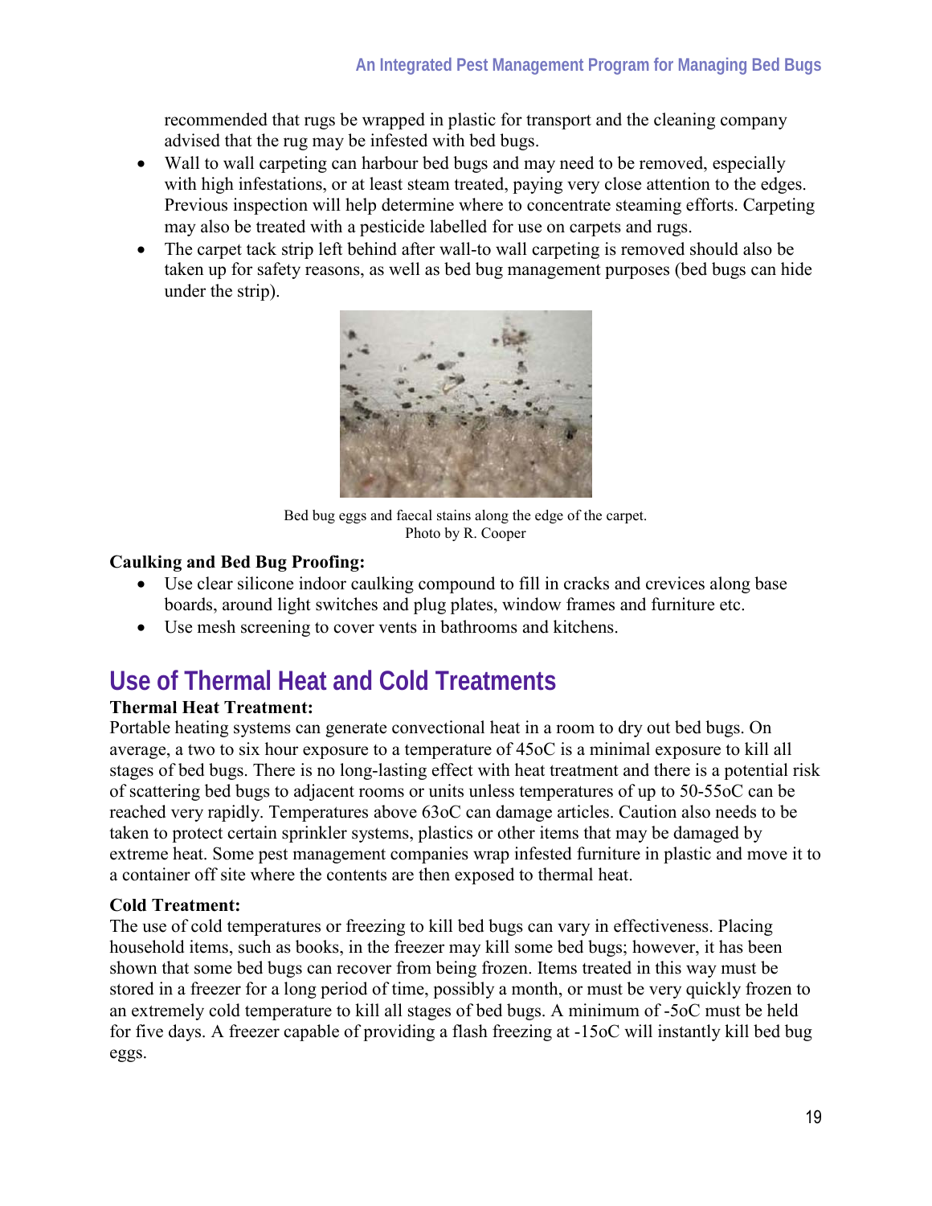recommended that rugs be wrapped in plastic for transport and the cleaning company advised that the rug may be infested with bed bugs.

- Wall to wall carpeting can harbour bed bugs and may need to be removed, especially with high infestations, or at least steam treated, paying very close attention to the edges. Previous inspection will help determine where to concentrate steaming efforts. Carpeting may also be treated with a pesticide labelled for use on carpets and rugs.
- The carpet tack strip left behind after wall-to wall carpeting is removed should also be taken up for safety reasons, as well as bed bug management purposes (bed bugs can hide under the strip).

Bed bug eggs and faecal stains along the edge of the carpet.
Photo by R. Cooper

**Caulking and Bed Bug Proofing:**

- Use clear silicone indoor caulking compound to fill in cracks and crevices along base boards, around light switches and plug plates, window frames and furniture etc.
- Use mesh screening to cover vents in bathrooms and kitchens.

## Use of Thermal Heat and Cold Treatments

**Thermal Heat Treatment:**

Portable heating systems can generate convectional heat in a room to dry out bed bugs. On average, a two to six hour exposure to a temperature of 45oC is a minimal exposure to kill all stages of bed bugs. There is no long-lasting effect with heat treatment and there is a potential risk of scattering bed bugs to adjacent rooms or units unless temperatures of up to 50-55oC can be reached very rapidly. Temperatures above 63oC can damage articles. Caution also needs to be taken to protect certain sprinkler systems, plastics or other items that may be damaged by extreme heat. Some pest management companies wrap infested furniture in plastic and move it to a container off site where the contents are then exposed to thermal heat.

**Cold Treatment:**

The use of cold temperatures or freezing to kill bed bugs can vary in effectiveness. Placing household items, such as books, in the freezer may kill some bed bugs; however, it has been shown that some bed bugs can recover from being frozen. Items treated in this way must be stored in a freezer for a long period of time, possibly a month, or must be very quickly frozen to an extremely cold temperature to kill all stages of bed bugs. A minimum of -5oC must be held for five days. A freezer capable of providing a flash freezing at -15oC will instantly kill bed bug eggs.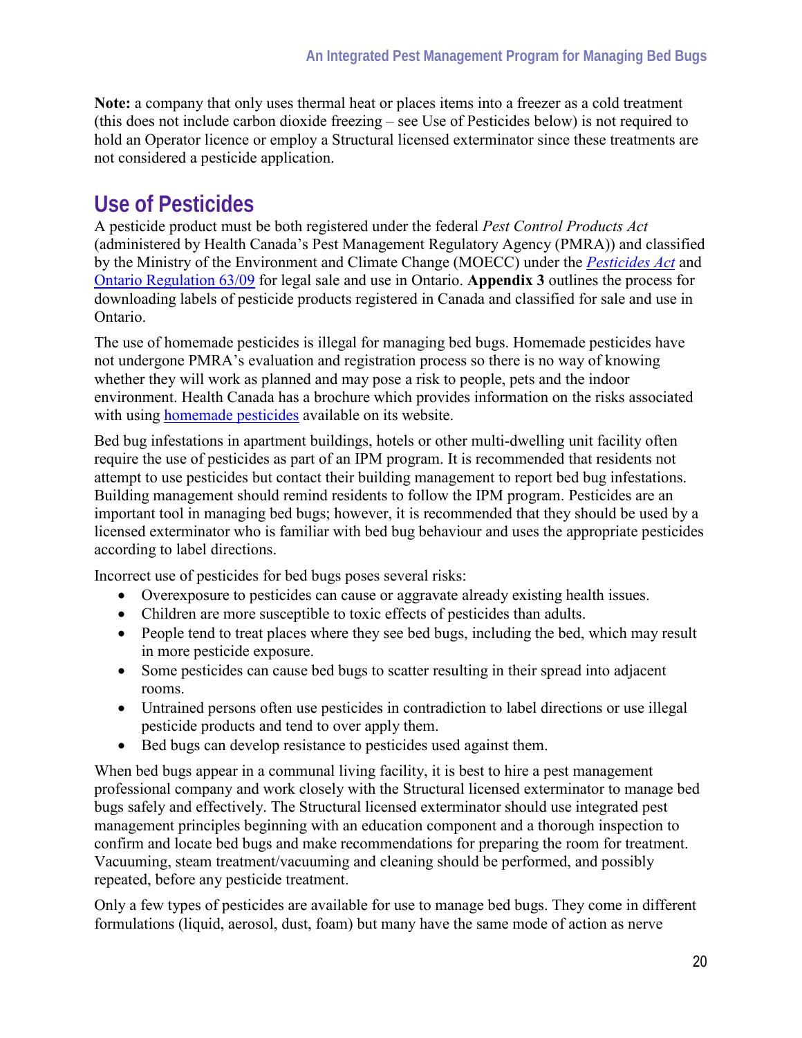**Note:** a company that only uses thermal heat or places items into a freezer as a cold treatment (this does not include carbon dioxide freezing – see Use of Pesticides below) is not required to hold an Operator licence or employ a Structural licensed exterminator since these treatments are not considered a pesticide application.

## Use of Pesticides

A pesticide product must be both registered under the federal *Pest Control Products Act* (administered by Health Canada's Pest Management Regulatory Agency (PMRA)) and classified by the Ministry of the Environment and Climate Change (MOECC) under the *Pesticides Act* and Ontario Regulation 63/09 for legal sale and use in Ontario. **Appendix 3** outlines the process for downloading labels of pesticide products registered in Canada and classified for sale and use in Ontario.

The use of homemade pesticides is illegal for managing bed bugs. Homemade pesticides have not undergone PMRA's evaluation and registration process so there is no way of knowing whether they will work as planned and may pose a risk to people, pets and the indoor environment. Health Canada has a brochure which provides information on the risks associated with using homemade pesticides available on its website.

Bed bug infestations in apartment buildings, hotels or other multi-dwelling unit facility often require the use of pesticides as part of an IPM program. It is recommended that residents not attempt to use pesticides but contact their building management to report bed bug infestations. Building management should remind residents to follow the IPM program. Pesticides are an important tool in managing bed bugs; however, it is recommended that they should be used by a licensed exterminator who is familiar with bed bug behaviour and uses the appropriate pesticides according to label directions.

Incorrect use of pesticides for bed bugs poses several risks:

- Overexposure to pesticides can cause or aggravate already existing health issues.
- Children are more susceptible to toxic effects of pesticides than adults.
- People tend to treat places where they see bed bugs, including the bed, which may result in more pesticide exposure.
- Some pesticides can cause bed bugs to scatter resulting in their spread into adjacent rooms.
- Untrained persons often use pesticides in contradiction to label directions or use illegal pesticide products and tend to over apply them.
- Bed bugs can develop resistance to pesticides used against them.

When bed bugs appear in a communal living facility, it is best to hire a pest management professional company and work closely with the Structural licensed exterminator to manage bed bugs safely and effectively. The Structural licensed exterminator should use integrated pest management principles beginning with an education component and a thorough inspection to confirm and locate bed bugs and make recommendations for preparing the room for treatment. Vacuuming, steam treatment/vacuuming and cleaning should be performed, and possibly repeated, before any pesticide treatment.

Only a few types of pesticides are available for use to manage bed bugs. They come in different formulations (liquid, aerosol, dust, foam) but many have the same mode of action as nerve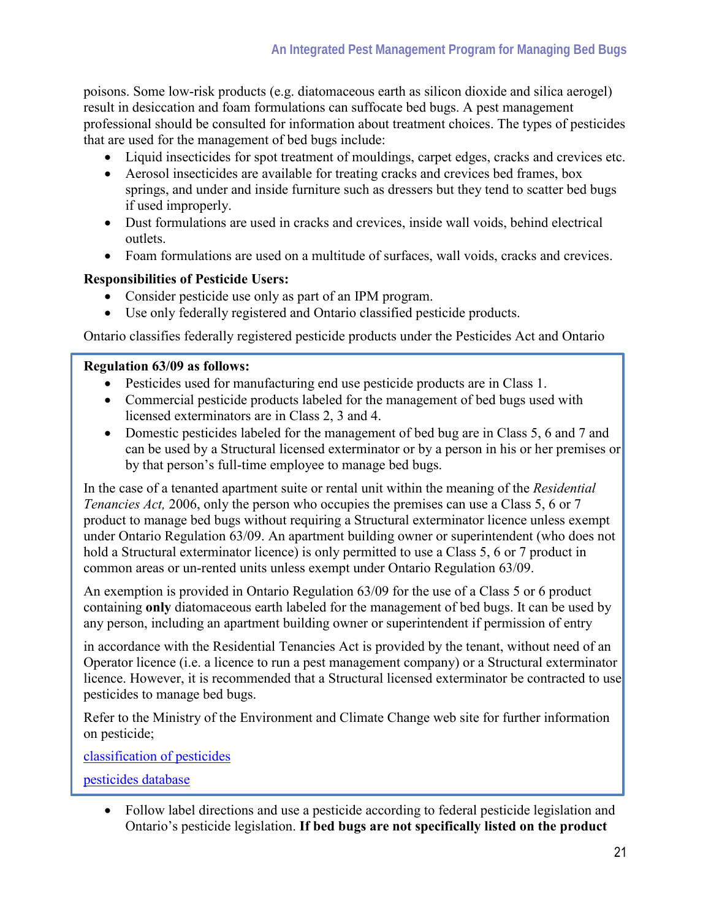poisons. Some low-risk products (e.g. diatomaceous earth as silicon dioxide and silica aerogel) result in desiccation and foam formulations can suffocate bed bugs. A pest management professional should be consulted for information about treatment choices. The types of pesticides that are used for the management of bed bugs include:

- Liquid insecticides for spot treatment of mouldings, carpet edges, cracks and crevices etc.
- Aerosol insecticides are available for treating cracks and crevices bed frames, box springs, and under and inside furniture such as dressers but they tend to scatter bed bugs if used improperly.
- Dust formulations are used in cracks and crevices, inside wall voids, behind electrical outlets.
- Foam formulations are used on a multitude of surfaces, wall voids, cracks and crevices.

**Responsibilities of Pesticide Users:**

- Consider pesticide use only as part of an IPM program.
- Use only federally registered and Ontario classified pesticide products.

Ontario classifies federally registered pesticide products under the Pesticides Act and Ontario **Regulation 63/09 as follows:**

- Pesticides used for manufacturing end use pesticide products are in Class 1.
- Commercial pesticide products labeled for the management of bed bugs used with licensed exterminators are in Class 2, 3 and 4.
- Domestic pesticides labeled for the management of bed bug are in Class 5, 6 and 7 and can be used by a Structural licensed exterminator or by a person in his or her premises or by that person's full-time employee to manage bed bugs.

In the case of a tenanted apartment suite or rental unit within the meaning of the *Residential Tenancies Act,* 2006, only the person who occupies the premises can use a Class 5, 6 or 7 product to manage bed bugs without requiring a Structural exterminator licence unless exempt under Ontario Regulation 63/09. An apartment building owner or superintendent (who does not hold a Structural exterminator licence) is only permitted to use a Class 5, 6 or 7 product in common areas or un-rented units unless exempt under Ontario Regulation 63/09.

An exemption is provided in Ontario Regulation 63/09 for the use of a Class 5 or 6 product containing **only** diatomaceous earth labeled for the management of bed bugs. It can be used by any person, including an apartment building owner or superintendent if permission of entry in accordance with the Residential Tenancies Act is provided by the tenant, without need of an Operator licence (i.e. a licence to run a pest management company) or a Structural exterminator licence. However, it is recommended that a Structural licensed exterminator be contracted to use pesticides to manage bed bugs.

Refer to the Ministry of the Environment and Climate Change web site for further information on pesticide;

[classification of pesticides]

[pesticides database]

- Follow label directions and use a pesticide according to federal pesticide legislation and Ontario's pesticide legislation. **If bed bugs are not specifically listed on the product**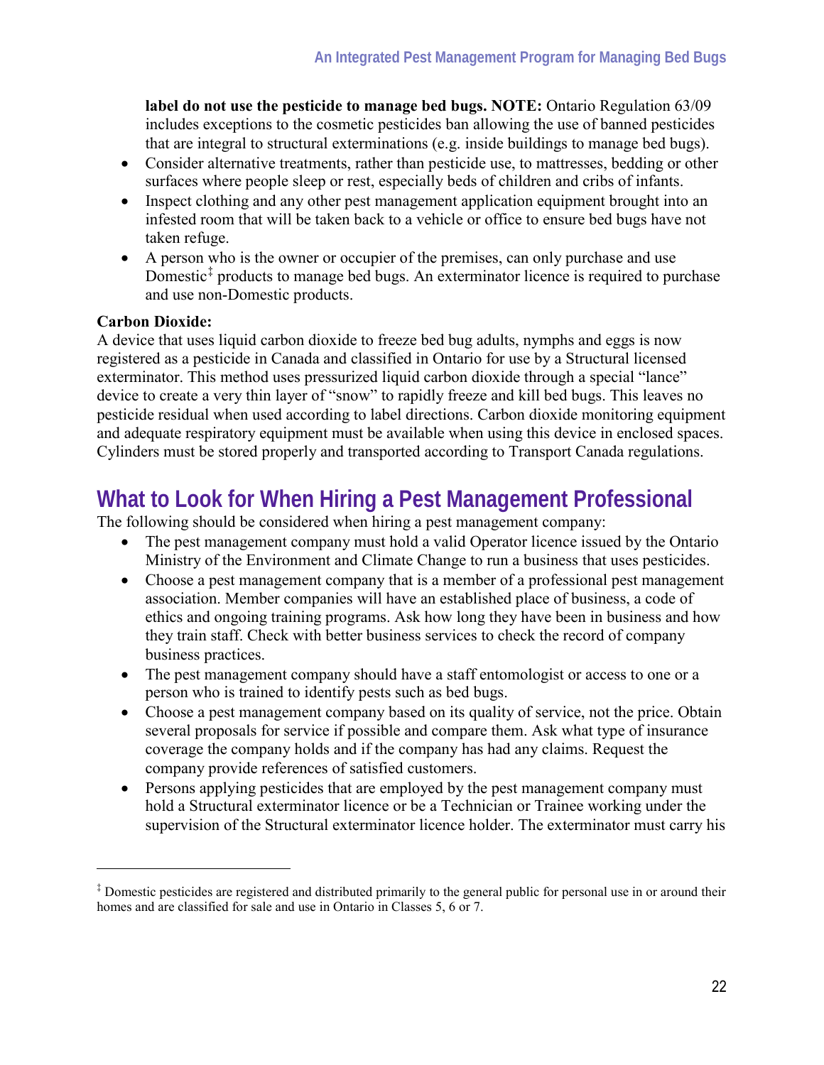**label do not use the pesticide to manage bed bugs. NOTE:** Ontario Regulation 63/09 includes exceptions to the cosmetic pesticides ban allowing the use of banned pesticides that are integral to structural exterminations (e.g. inside buildings to manage bed bugs).

- Consider alternative treatments, rather than pesticide use, to mattresses, bedding or other surfaces where people sleep or rest, especially beds of children and cribs of infants.
- Inspect clothing and any other pest management application equipment brought into an infested room that will be taken back to a vehicle or office to ensure bed bugs have not taken refuge.
- A person who is the owner or occupier of the premises, can only purchase and use Domestic[‡] products to manage bed bugs. An exterminator licence is required to purchase and use non-Domestic products.

**Carbon Dioxide:**
A device that uses liquid carbon dioxide to freeze bed bug adults, nymphs and eggs is now registered as a pesticide in Canada and classified in Ontario for use by a Structural licensed exterminator. This method uses pressurized liquid carbon dioxide through a special "lance" device to create a very thin layer of "snow" to rapidly freeze and kill bed bugs. This leaves no pesticide residual when used according to label directions. Carbon dioxide monitoring equipment and adequate respiratory equipment must be available when using this device in enclosed spaces. Cylinders must be stored properly and transported according to Transport Canada regulations.

## What to Look for When Hiring a Pest Management Professional

The following should be considered when hiring a pest management company:

- The pest management company must hold a valid Operator licence issued by the Ontario Ministry of the Environment and Climate Change to run a business that uses pesticides.
- Choose a pest management company that is a member of a professional pest management association. Member companies will have an established place of business, a code of ethics and ongoing training programs. Ask how long they have been in business and how they train staff. Check with better business services to check the record of company business practices.
- The pest management company should have a staff entomologist or access to one or a person who is trained to identify pests such as bed bugs.
- Choose a pest management company based on its quality of service, not the price. Obtain several proposals for service if possible and compare them. Ask what type of insurance coverage the company holds and if the company has had any claims. Request the company provide references of satisfied customers.
- Persons applying pesticides that are employed by the pest management company must hold a Structural exterminator licence or be a Technician or Trainee working under the supervision of the Structural exterminator licence holder. The exterminator must carry his

---

[‡] Domestic pesticides are registered and distributed primarily to the general public for personal use in or around their homes and are classified for sale and use in Ontario in Classes 5, 6 or 7.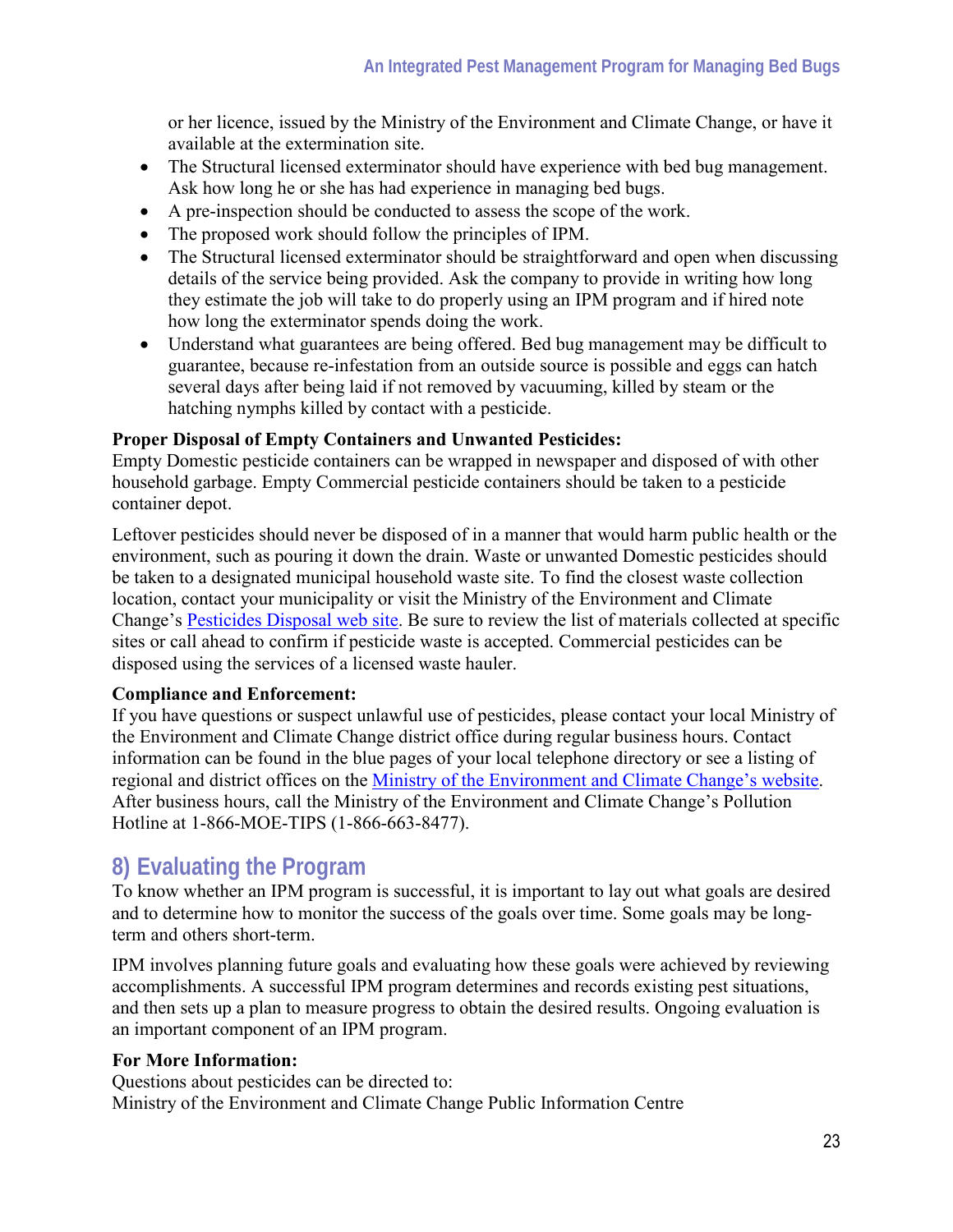or her licence, issued by the Ministry of the Environment and Climate Change, or have it available at the extermination site.

- The Structural licensed exterminator should have experience with bed bug management. Ask how long he or she has had experience in managing bed bugs.
- A pre-inspection should be conducted to assess the scope of the work.
- The proposed work should follow the principles of IPM.
- The Structural licensed exterminator should be straightforward and open when discussing details of the service being provided. Ask the company to provide in writing how long they estimate the job will take to do properly using an IPM program and if hired note how long the exterminator spends doing the work.
- Understand what guarantees are being offered. Bed bug management may be difficult to guarantee, because re-infestation from an outside source is possible and eggs can hatch several days after being laid if not removed by vacuuming, killed by steam or the hatching nymphs killed by contact with a pesticide.

**Proper Disposal of Empty Containers and Unwanted Pesticides:**
Empty Domestic pesticide containers can be wrapped in newspaper and disposed of with other household garbage. Empty Commercial pesticide containers should be taken to a pesticide container depot.

Leftover pesticides should never be disposed of in a manner that would harm public health or the environment, such as pouring it down the drain. Waste or unwanted Domestic pesticides should be taken to a designated municipal household waste site. To find the closest waste collection location, contact your municipality or visit the Ministry of the Environment and Climate Change's Pesticides Disposal web site. Be sure to review the list of materials collected at specific sites or call ahead to confirm if pesticide waste is accepted. Commercial pesticides can be disposed using the services of a licensed waste hauler.

**Compliance and Enforcement:**
If you have questions or suspect unlawful use of pesticides, please contact your local Ministry of the Environment and Climate Change district office during regular business hours. Contact information can be found in the blue pages of your local telephone directory or see a listing of regional and district offices on the Ministry of the Environment and Climate Change's website. After business hours, call the Ministry of the Environment and Climate Change's Pollution Hotline at 1-866-MOE-TIPS (1-866-663-8477).

## 8) Evaluating the Program

To know whether an IPM program is successful, it is important to lay out what goals are desired and to determine how to monitor the success of the goals over time. Some goals may be long-term and others short-term.

IPM involves planning future goals and evaluating how these goals were achieved by reviewing accomplishments. A successful IPM program determines and records existing pest situations, and then sets up a plan to measure progress to obtain the desired results. Ongoing evaluation is an important component of an IPM program.

**For More Information:**
Questions about pesticides can be directed to:
Ministry of the Environment and Climate Change Public Information Centre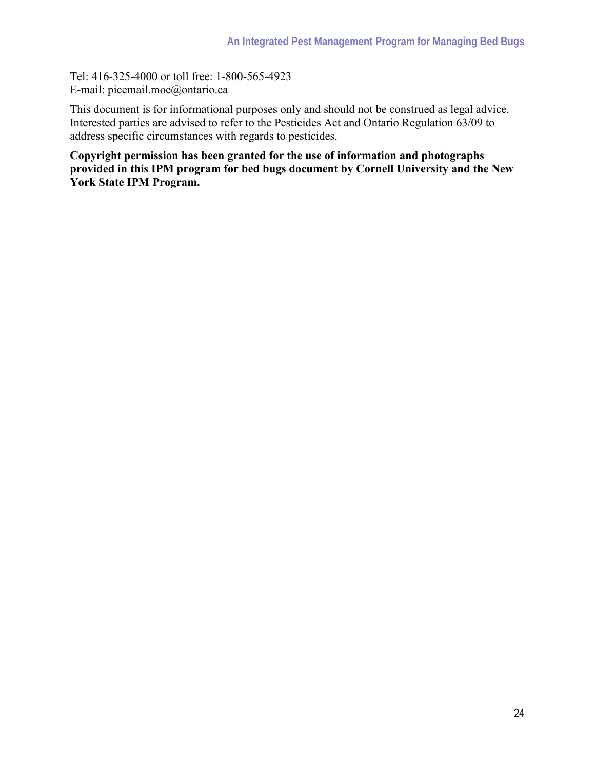Tel: 416-325-4000 or toll free: 1-800-565-4923
E-mail: picemail.moe@ontario.ca

This document is for informational purposes only and should not be construed as legal advice. Interested parties are advised to refer to the Pesticides Act and Ontario Regulation 63/09 to address specific circumstances with regards to pesticides.

**Copyright permission has been granted for the use of information and photographs provided in this IPM program for bed bugs document by Cornell University and the New York State IPM Program.**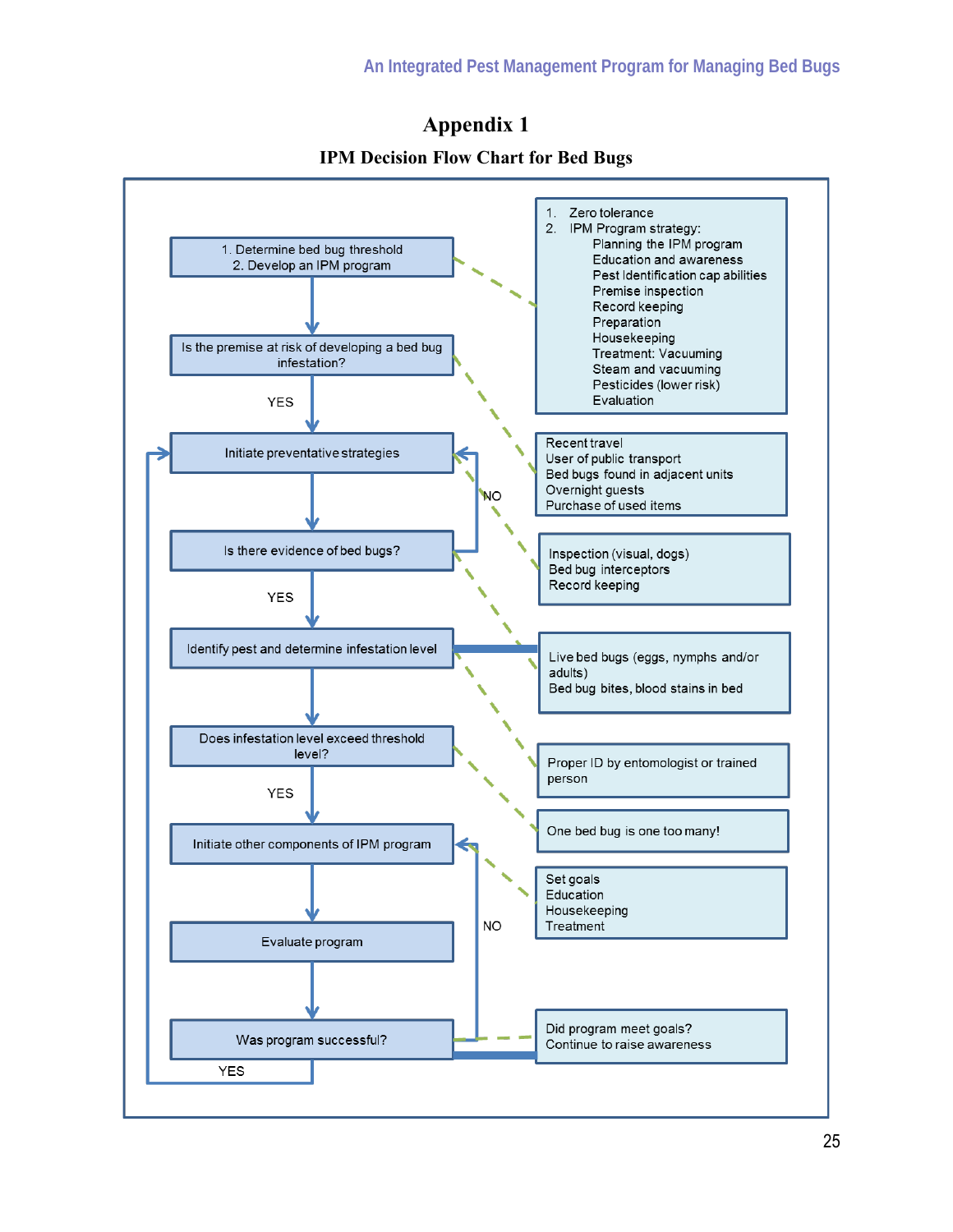# Appendix 1

## IPM Decision Flow Chart for Bed Bugs

1. Determine bed bug threshold
2. Develop an IPM program

- 1. Zero tolerance
- 2. IPM Program strategy:
  - Planning the IPM program
  - Education and awareness
  - Pest Identification cap abilities
  - Premise inspection
  - Record keeping
  - Preparation
  - Housekeeping
  - Treatment: Vacuuming
  - Steam and vacuuming
  - Pesticides (lower risk)
  - Evaluation

Is the premise at risk of developing a bed bug infestation?

Recent travel
User of public transport
Bed bugs found in adjacent units
Overnight guests
Purchase of used items

YES

Initiate preventative strategies

Inspection (visual, dogs)
Bed bug interceptors
Record keeping

Is there evidence of bed bugs?

NO

YES

Identify pest and determine infestation level

Live bed bugs (eggs, nymphs and/or adults)
Bed bug bites, blood stains in bed

Proper ID by entomologist or trained person

Does infestation level exceed threshold level?

One bed bug is one too many!

YES

Initiate other components of IPM program

Set goals
Education
Housekeeping
Treatment

Evaluate program

NO

Was program successful?

Did program meet goals?
Continue to raise awareness

YES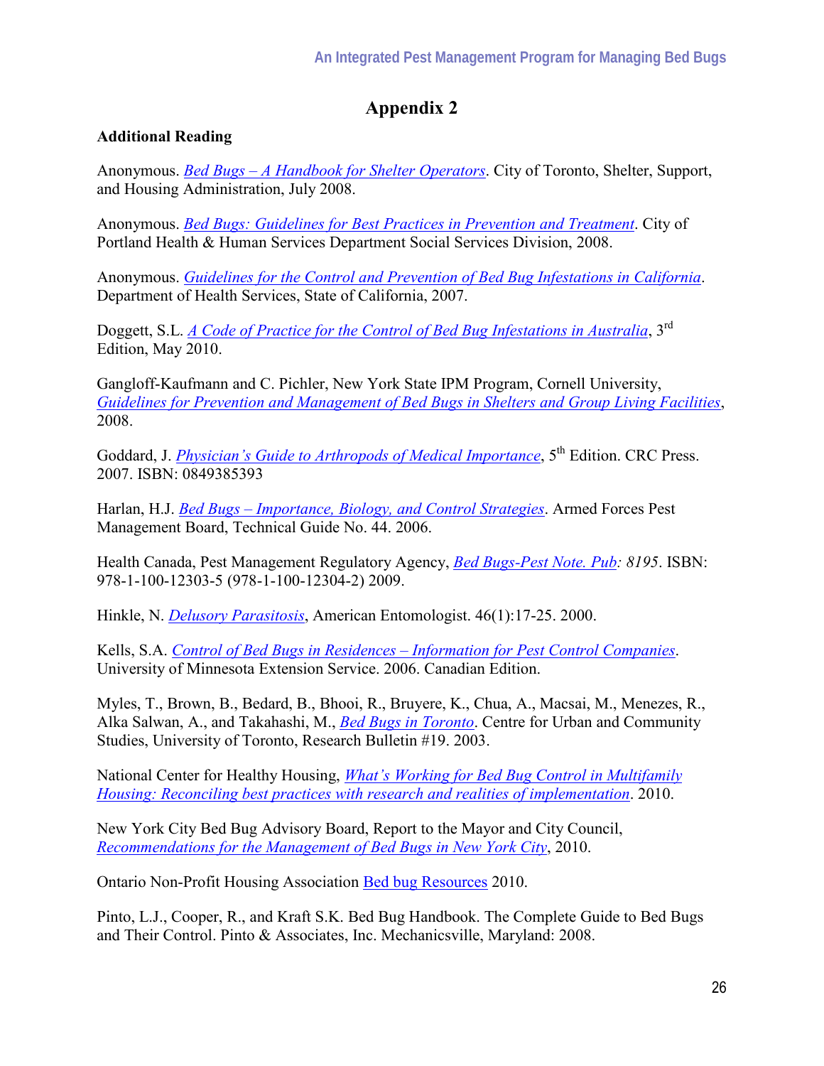# Appendix 2

**Additional Reading**

Anonymous. *Bed Bugs – A Handbook for Shelter Operators*. City of Toronto, Shelter, Support, and Housing Administration, July 2008.

Anonymous. *Bed Bugs: Guidelines for Best Practices in Prevention and Treatment*. City of Portland Health & Human Services Department Social Services Division, 2008.

Anonymous. *Guidelines for the Control and Prevention of Bed Bug Infestations in California*. Department of Health Services, State of California, 2007.

Doggett, S.L. *A Code of Practice for the Control of Bed Bug Infestations in Australia*, 3rd Edition, May 2010.

Gangloff-Kaufmann and C. Pichler, New York State IPM Program, Cornell University, *Guidelines for Prevention and Management of Bed Bugs in Shelters and Group Living Facilities*, 2008.

Goddard, J. *Physician's Guide to Arthropods of Medical Importance*, 5th Edition. CRC Press. 2007. ISBN: 0849385393

Harlan, H.J. *Bed Bugs – Importance, Biology, and Control Strategies*. Armed Forces Pest Management Board, Technical Guide No. 44. 2006.

Health Canada, Pest Management Regulatory Agency, *Bed Bugs-Pest Note. Pub: 8195*. ISBN: 978-1-100-12303-5 (978-1-100-12304-2) 2009.

Hinkle, N. *Delusory Parasitosis*, American Entomologist. 46(1):17-25. 2000.

Kells, S.A. *Control of Bed Bugs in Residences – Information for Pest Control Companies*. University of Minnesota Extension Service. 2006. Canadian Edition.

Myles, T., Brown, B., Bedard, B., Bhooi, R., Bruyere, K., Chua, A., Macsai, M., Menezes, R., Alka Salwan, A., and Takahashi, M., *Bed Bugs in Toronto*. Centre for Urban and Community Studies, University of Toronto, Research Bulletin #19. 2003.

National Center for Healthy Housing, *What's Working for Bed Bug Control in Multifamily Housing: Reconciling best practices with research and realities of implementation*. 2010.

New York City Bed Bug Advisory Board, Report to the Mayor and City Council, *Recommendations for the Management of Bed Bugs in New York City*, 2010.

Ontario Non-Profit Housing Association Bed bug Resources 2010.

Pinto, L.J., Cooper, R., and Kraft S.K. Bed Bug Handbook. The Complete Guide to Bed Bugs and Their Control. Pinto & Associates, Inc. Mechanicsville, Maryland: 2008.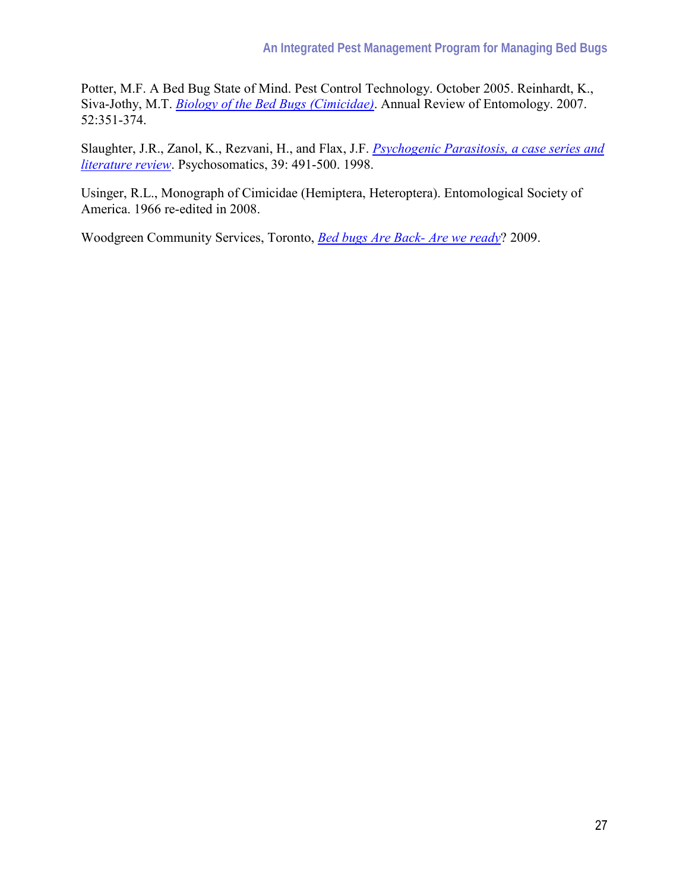Potter, M.F. A Bed Bug State of Mind. Pest Control Technology. October 2005. Reinhardt, K., Siva-Jothy, M.T. *Biology of the Bed Bugs (Cimicidae)*. Annual Review of Entomology. 2007. 52:351-374.

Slaughter, J.R., Zanol, K., Rezvani, H., and Flax, J.F. *Psychogenic Parasitosis, a case series and literature review*. Psychosomatics, 39: 491-500. 1998.

Usinger, R.L., Monograph of Cimicidae (Hemiptera, Heteroptera). Entomological Society of America. 1966 re-edited in 2008.

Woodgreen Community Services, Toronto, *Bed bugs Are Back- Are we ready*? 2009.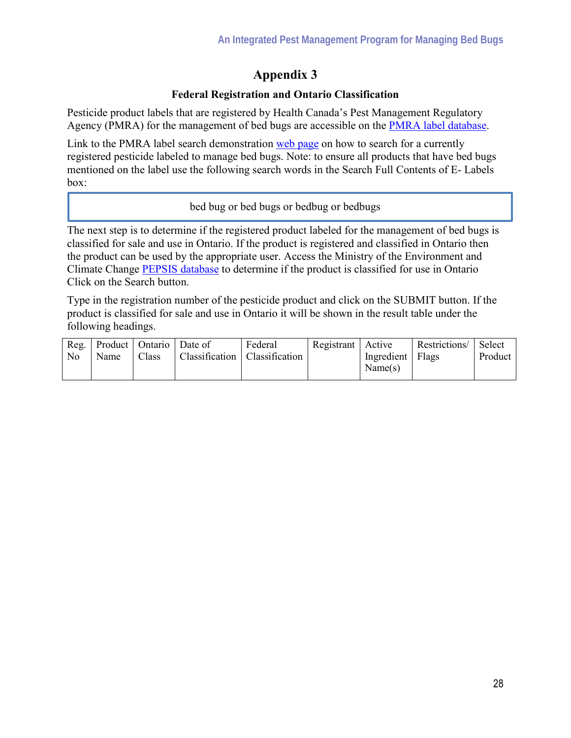# Appendix 3

### Federal Registration and Ontario Classification

Pesticide product labels that are registered by Health Canada's Pest Management Regulatory Agency (PMRA) for the management of bed bugs are accessible on the [PMRA label database](PMRA label database).

Link to the PMRA label search demonstration [web page](web page) on how to search for a currently registered pesticide labeled to manage bed bugs. Note: to ensure all products that have bed bugs mentioned on the label use the following search words in the Search Full Contents of E- Labels box:

> bed bug or bed bugs or bedbug or bedbugs

The next step is to determine if the registered product labeled for the management of bed bugs is classified for sale and use in Ontario. If the product is registered and classified in Ontario then the product can be used by the appropriate user. Access the Ministry of the Environment and Climate Change [PEPSIS database](PEPSIS database) to determine if the product is classified for use in Ontario Click on the Search button.

Type in the registration number of the pesticide product and click on the SUBMIT button. If the product is classified for sale and use in Ontario it will be shown in the result table under the following headings.

| Reg. No | Product Name | Ontario Class | Date of Classification | Federal Classification | Registrant | Active Ingredient Name(s) | Restrictions/ Flags | Select Product |
|---|---|---|---|---|---|---|---|---|
| | | | | | | | | |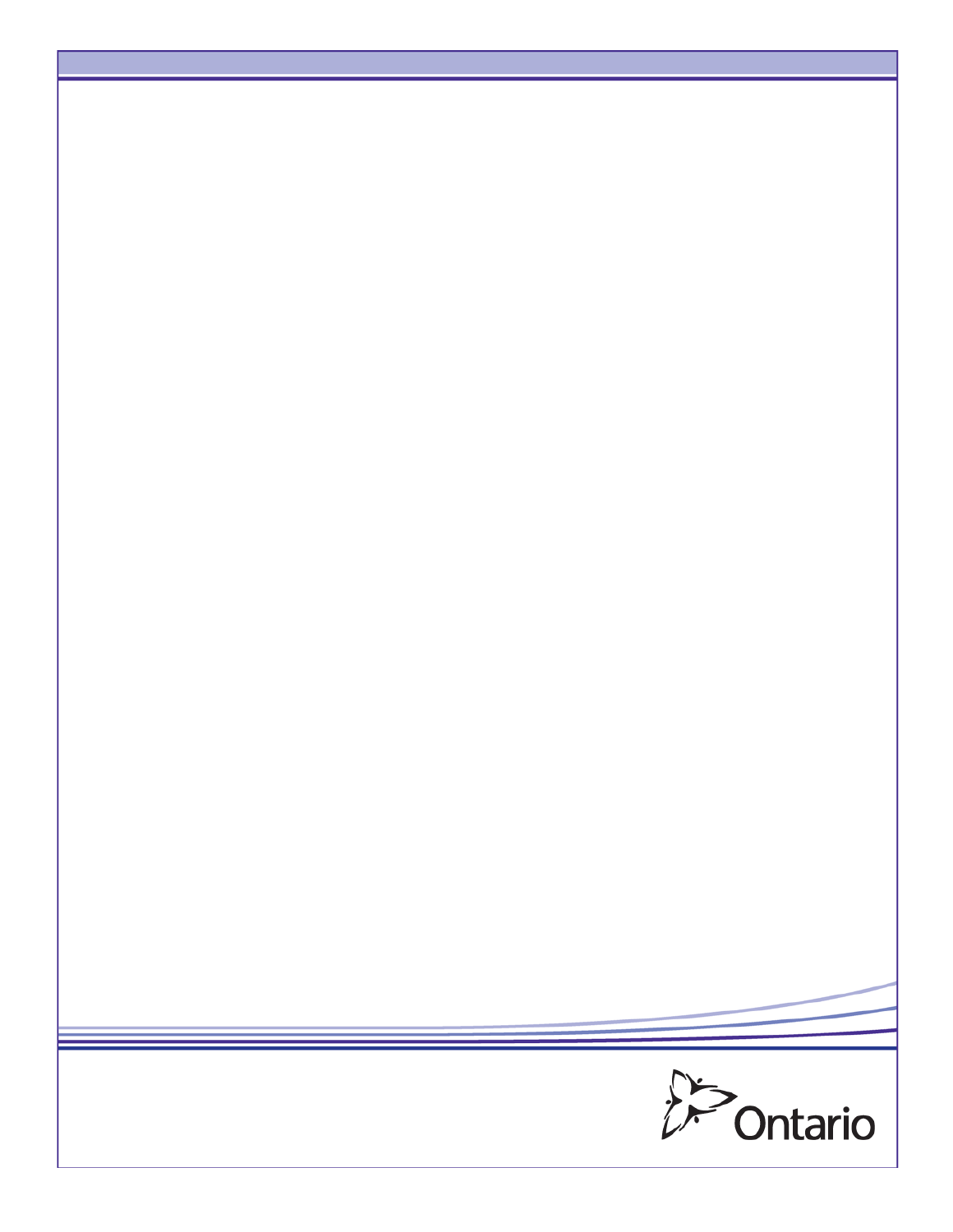Ontario